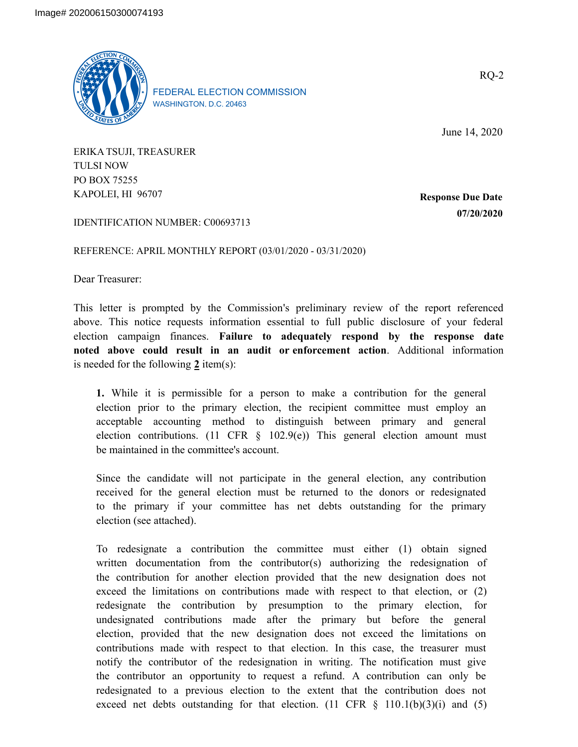Image# 202006150300074193

FEDERAL ELECTION COMMISSION
WASHINGTON, D.C. 20463

RQ-2

June 14, 2020

ERIKA TSUJI, TREASURER
TULSI NOW
PO BOX 75255
KAPOLEI, HI 96707

**Response Due Date**
**07/20/2020**

IDENTIFICATION NUMBER: C00693713

REFERENCE: APRIL MONTHLY REPORT (03/01/2020 - 03/31/2020)

Dear Treasurer:

This letter is prompted by the Commission's preliminary review of the report referenced above. This notice requests information essential to full public disclosure of your federal election campaign finances. **Failure to adequately respond by the response date noted above could result in an audit or enforcement action**. Additional information is needed for the following **2** item(s):

> **1.** While it is permissible for a person to make a contribution for the general election prior to the primary election, the recipient committee must employ an acceptable accounting method to distinguish between primary and general election contributions. (11 CFR § 102.9(e)) This general election amount must be maintained in the committee's account.
>
> Since the candidate will not participate in the general election, any contribution received for the general election must be returned to the donors or redesignated to the primary if your committee has net debts outstanding for the primary election (see attached).
>
> To redesignate a contribution the committee must either (1) obtain signed written documentation from the contributor(s) authorizing the redesignation of the contribution for another election provided that the new designation does not exceed the limitations on contributions made with respect to that election, or (2) redesignate the contribution by presumption to the primary election, for undesignated contributions made after the primary but before the general election, provided that the new designation does not exceed the limitations on contributions made with respect to that election. In this case, the treasurer must notify the contributor of the redesignation in writing. The notification must give the contributor an opportunity to request a refund. A contribution can only be redesignated to a previous election to the extent that the contribution does not exceed net debts outstanding for that election. (11 CFR § 110.1(b)(3)(i) and (5)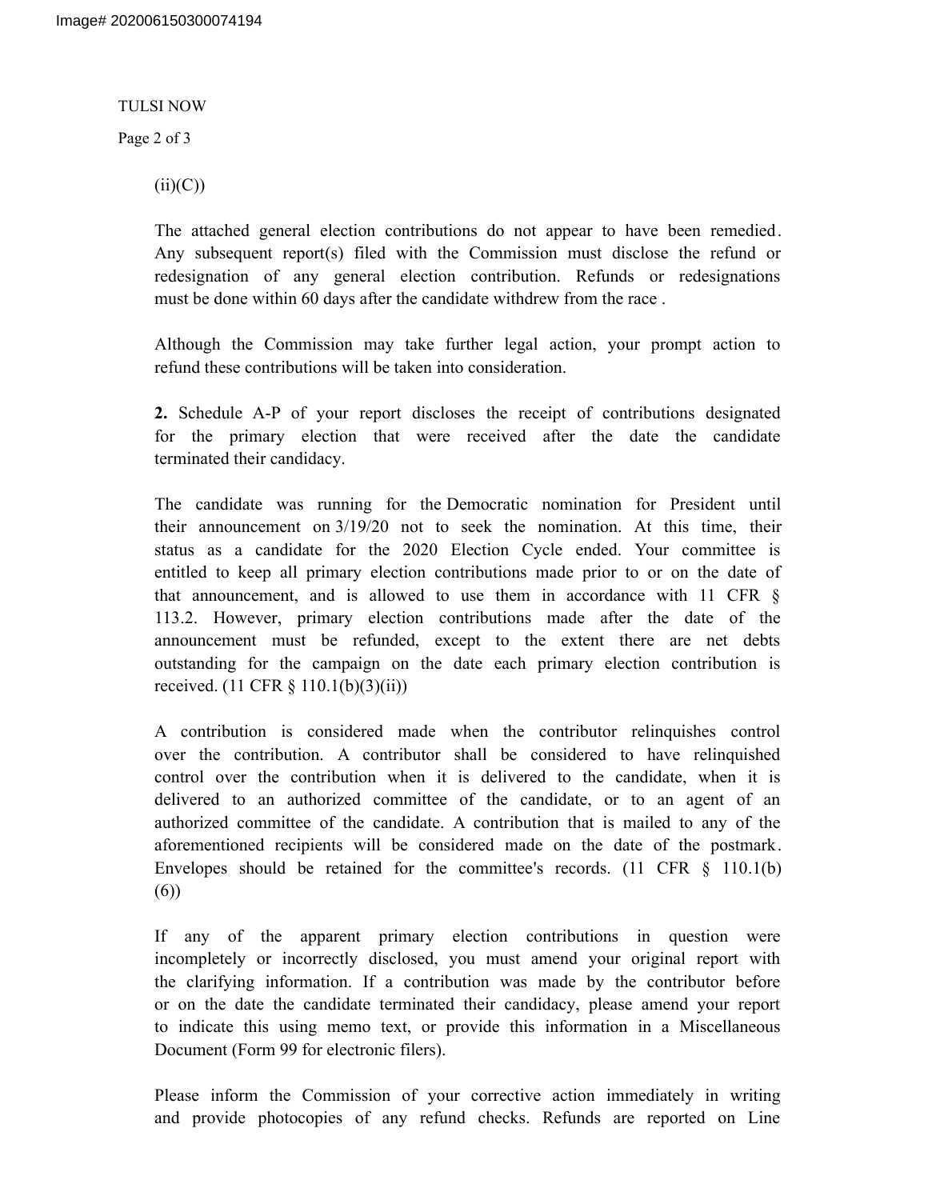(ii)(C))

The attached general election contributions do not appear to have been remedied. Any subsequent report(s) filed with the Commission must disclose the refund or redesignation of any general election contribution. Refunds or redesignations must be done within 60 days after the candidate withdrew from the race .

Although the Commission may take further legal action, your prompt action to refund these contributions will be taken into consideration.

**2.** Schedule A-P of your report discloses the receipt of contributions designated for the primary election that were received after the date the candidate terminated their candidacy.

The candidate was running for the Democratic nomination for President until their announcement on 3/19/20 not to seek the nomination. At this time, their status as a candidate for the 2020 Election Cycle ended. Your committee is entitled to keep all primary election contributions made prior to or on the date of that announcement, and is allowed to use them in accordance with 11 CFR § 113.2. However, primary election contributions made after the date of the announcement must be refunded, except to the extent there are net debts outstanding for the campaign on the date each primary election contribution is received. (11 CFR § 110.1(b)(3)(ii))

A contribution is considered made when the contributor relinquishes control over the contribution. A contributor shall be considered to have relinquished control over the contribution when it is delivered to the candidate, when it is delivered to an authorized committee of the candidate, or to an agent of an authorized committee of the candidate. A contribution that is mailed to any of the aforementioned recipients will be considered made on the date of the postmark. Envelopes should be retained for the committee's records. (11 CFR § 110.1(b)(6))

If any of the apparent primary election contributions in question were incompletely or incorrectly disclosed, you must amend your original report with the clarifying information. If a contribution was made by the contributor before or on the date the candidate terminated their candidacy, please amend your report to indicate this using memo text, or provide this information in a Miscellaneous Document (Form 99 for electronic filers).

Please inform the Commission of your corrective action immediately in writing and provide photocopies of any refund checks. Refunds are reported on Line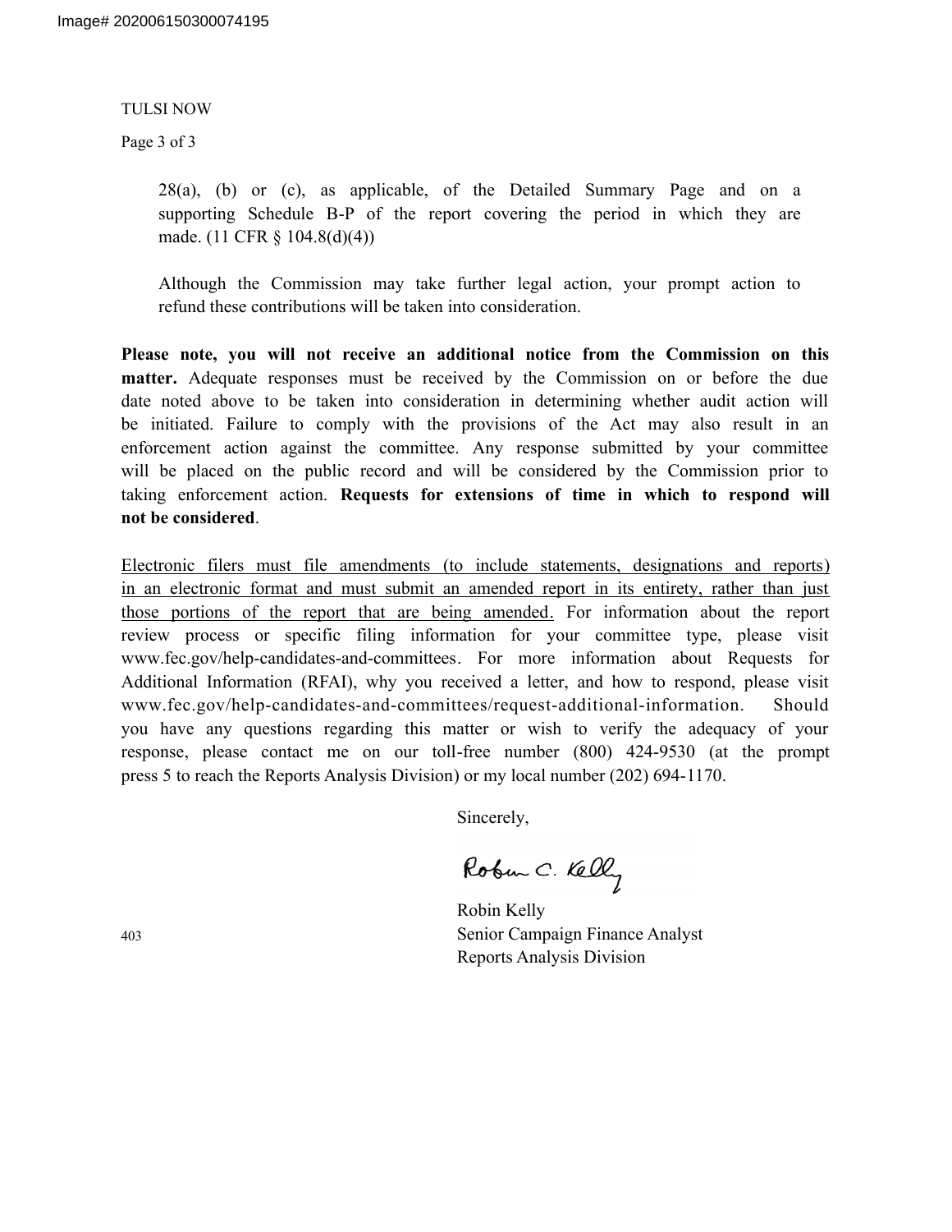28(a), (b) or (c), as applicable, of the Detailed Summary Page and on a supporting Schedule B-P of the report covering the period in which they are made. (11 CFR § 104.8(d)(4))

Although the Commission may take further legal action, your prompt action to refund these contributions will be taken into consideration.

**Please note, you will not receive an additional notice from the Commission on this matter.** Adequate responses must be received by the Commission on or before the due date noted above to be taken into consideration in determining whether audit action will be initiated. Failure to comply with the provisions of the Act may also result in an enforcement action against the committee. Any response submitted by your committee will be placed on the public record and will be considered by the Commission prior to taking enforcement action. **Requests for extensions of time in which to respond will not be considered**.

<u>Electronic filers must file amendments (to include statements, designations and reports) in an electronic format and must submit an amended report in its entirety, rather than just those portions of the report that are being amended.</u> For information about the report review process or specific filing information for your committee type, please visit www.fec.gov/help-candidates-and-committees. For more information about Requests for Additional Information (RFAI), why you received a letter, and how to respond, please visit www.fec.gov/help-candidates-and-committees/request-additional-information. Should you have any questions regarding this matter or wish to verify the adequacy of your response, please contact me on our toll-free number (800) 424-9530 (at the prompt press 5 to reach the Reports Analysis Division) or my local number (202) 694-1170.

Sincerely,

Robin C. Kelly

Robin Kelly
Senior Campaign Finance Analyst
Reports Analysis Division

403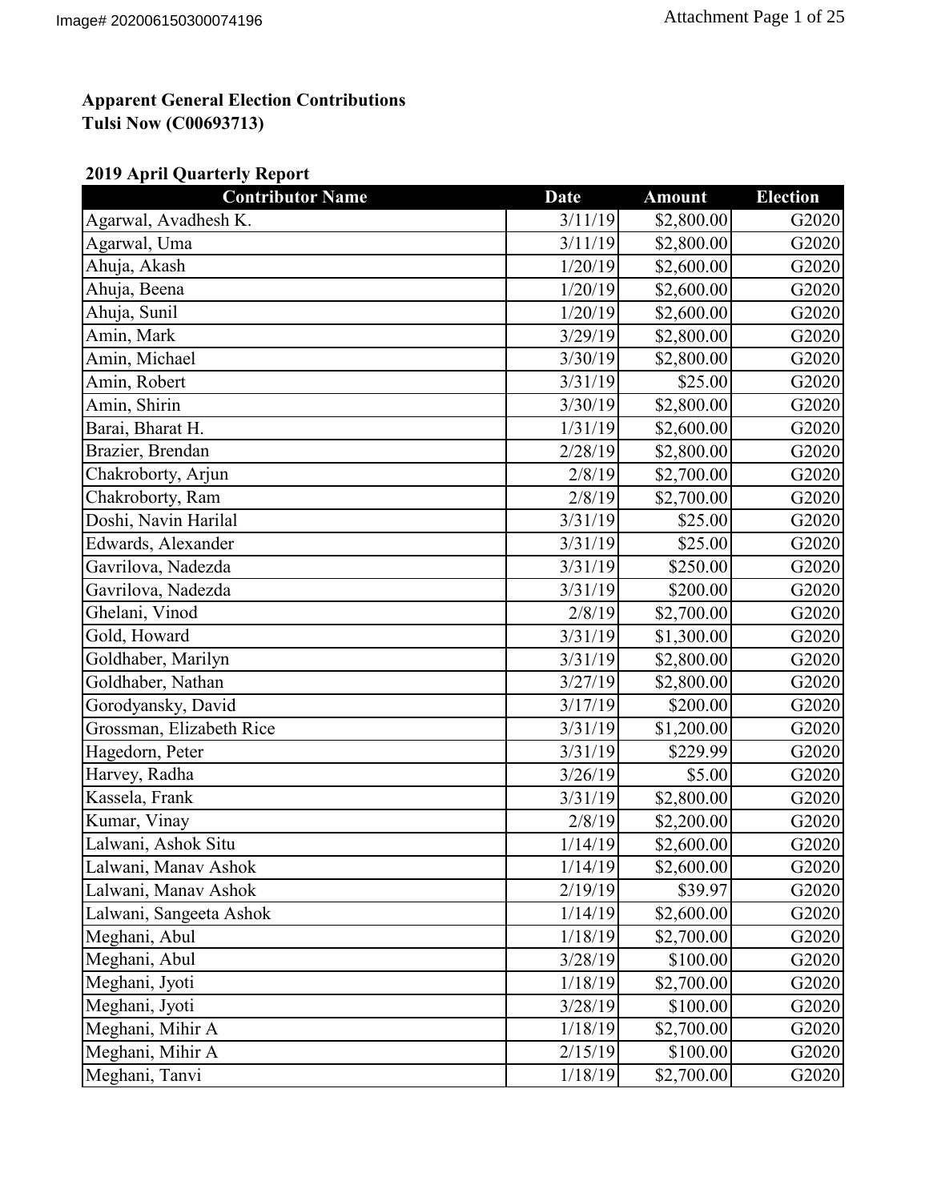**Apparent General Election Contributions**
**Tulsi Now (C00693713)**

**2019 April Quarterly Report**

| Contributor Name | Date | Amount | Election |
|---|---|---|---|
| Agarwal, Avadhesh K. | 3/11/19 | $2,800.00 | G2020 |
| Agarwal, Uma | 3/11/19 | $2,800.00 | G2020 |
| Ahuja, Akash | 1/20/19 | $2,600.00 | G2020 |
| Ahuja, Beena | 1/20/19 | $2,600.00 | G2020 |
| Ahuja, Sunil | 1/20/19 | $2,600.00 | G2020 |
| Amin, Mark | 3/29/19 | $2,800.00 | G2020 |
| Amin, Michael | 3/30/19 | $2,800.00 | G2020 |
| Amin, Robert | 3/31/19 | $25.00 | G2020 |
| Amin, Shirin | 3/30/19 | $2,800.00 | G2020 |
| Barai, Bharat H. | 1/31/19 | $2,600.00 | G2020 |
| Brazier, Brendan | 2/28/19 | $2,800.00 | G2020 |
| Chakroborty, Arjun | 2/8/19 | $2,700.00 | G2020 |
| Chakroborty, Ram | 2/8/19 | $2,700.00 | G2020 |
| Doshi, Navin Harilal | 3/31/19 | $25.00 | G2020 |
| Edwards, Alexander | 3/31/19 | $25.00 | G2020 |
| Gavrilova, Nadezda | 3/31/19 | $250.00 | G2020 |
| Gavrilova, Nadezda | 3/31/19 | $200.00 | G2020 |
| Ghelani, Vinod | 2/8/19 | $2,700.00 | G2020 |
| Gold, Howard | 3/31/19 | $1,300.00 | G2020 |
| Goldhaber, Marilyn | 3/31/19 | $2,800.00 | G2020 |
| Goldhaber, Nathan | 3/27/19 | $2,800.00 | G2020 |
| Gorodyansky, David | 3/17/19 | $200.00 | G2020 |
| Grossman, Elizabeth Rice | 3/31/19 | $1,200.00 | G2020 |
| Hagedorn, Peter | 3/31/19 | $229.99 | G2020 |
| Harvey, Radha | 3/26/19 | $5.00 | G2020 |
| Kassela, Frank | 3/31/19 | $2,800.00 | G2020 |
| Kumar, Vinay | 2/8/19 | $2,200.00 | G2020 |
| Lalwani, Ashok Situ | 1/14/19 | $2,600.00 | G2020 |
| Lalwani, Manav Ashok | 1/14/19 | $2,600.00 | G2020 |
| Lalwani, Manav Ashok | 2/19/19 | $39.97 | G2020 |
| Lalwani, Sangeeta Ashok | 1/14/19 | $2,600.00 | G2020 |
| Meghani, Abul | 1/18/19 | $2,700.00 | G2020 |
| Meghani, Abul | 3/28/19 | $100.00 | G2020 |
| Meghani, Jyoti | 1/18/19 | $2,700.00 | G2020 |
| Meghani, Jyoti | 3/28/19 | $100.00 | G2020 |
| Meghani, Mihir A | 1/18/19 | $2,700.00 | G2020 |
| Meghani, Mihir A | 2/15/19 | $100.00 | G2020 |
| Meghani, Tanvi | 1/18/19 | $2,700.00 | G2020 |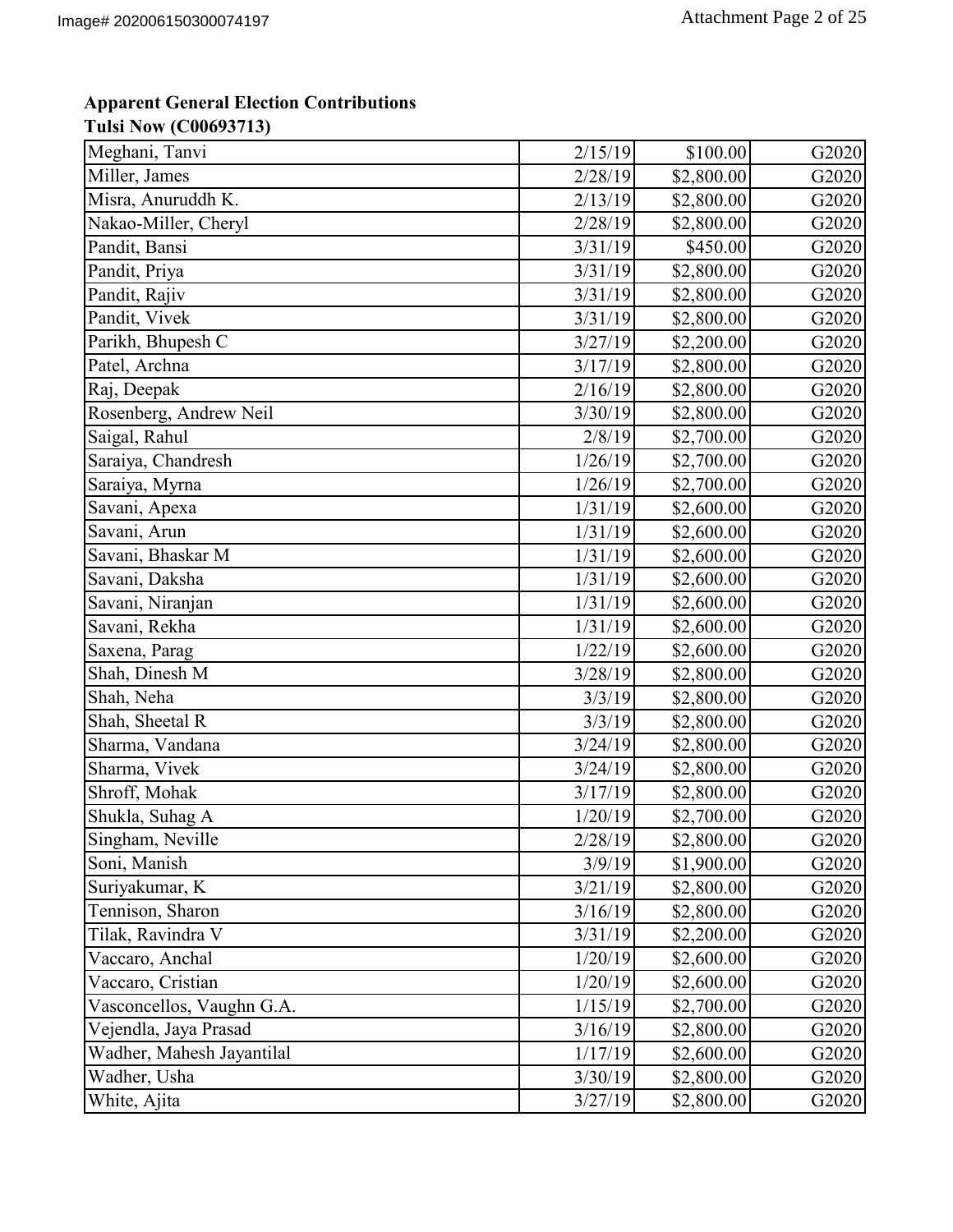**Apparent General Election Contributions**
**Tulsi Now (C00693713)**

| | | | |
|---|---|---|---|
| Meghani, Tanvi | 2/15/19 | $100.00 | G2020 |
| Miller, James | 2/28/19 | $2,800.00 | G2020 |
| Misra, Anuruddh K. | 2/13/19 | $2,800.00 | G2020 |
| Nakao-Miller, Cheryl | 2/28/19 | $2,800.00 | G2020 |
| Pandit, Bansi | 3/31/19 | $450.00 | G2020 |
| Pandit, Priya | 3/31/19 | $2,800.00 | G2020 |
| Pandit, Rajiv | 3/31/19 | $2,800.00 | G2020 |
| Pandit, Vivek | 3/31/19 | $2,800.00 | G2020 |
| Parikh, Bhupesh C | 3/27/19 | $2,200.00 | G2020 |
| Patel, Archna | 3/17/19 | $2,800.00 | G2020 |
| Raj, Deepak | 2/16/19 | $2,800.00 | G2020 |
| Rosenberg, Andrew Neil | 3/30/19 | $2,800.00 | G2020 |
| Saigal, Rahul | 2/8/19 | $2,700.00 | G2020 |
| Saraiya, Chandresh | 1/26/19 | $2,700.00 | G2020 |
| Saraiya, Myrna | 1/26/19 | $2,700.00 | G2020 |
| Savani, Apexa | 1/31/19 | $2,600.00 | G2020 |
| Savani, Arun | 1/31/19 | $2,600.00 | G2020 |
| Savani, Bhaskar M | 1/31/19 | $2,600.00 | G2020 |
| Savani, Daksha | 1/31/19 | $2,600.00 | G2020 |
| Savani, Niranjan | 1/31/19 | $2,600.00 | G2020 |
| Savani, Rekha | 1/31/19 | $2,600.00 | G2020 |
| Saxena, Parag | 1/22/19 | $2,600.00 | G2020 |
| Shah, Dinesh M | 3/28/19 | $2,800.00 | G2020 |
| Shah, Neha | 3/3/19 | $2,800.00 | G2020 |
| Shah, Sheetal R | 3/3/19 | $2,800.00 | G2020 |
| Sharma, Vandana | 3/24/19 | $2,800.00 | G2020 |
| Sharma, Vivek | 3/24/19 | $2,800.00 | G2020 |
| Shroff, Mohak | 3/17/19 | $2,800.00 | G2020 |
| Shukla, Suhag A | 1/20/19 | $2,700.00 | G2020 |
| Singham, Neville | 2/28/19 | $2,800.00 | G2020 |
| Soni, Manish | 3/9/19 | $1,900.00 | G2020 |
| Suriyakumar, K | 3/21/19 | $2,800.00 | G2020 |
| Tennison, Sharon | 3/16/19 | $2,800.00 | G2020 |
| Tilak, Ravindra V | 3/31/19 | $2,200.00 | G2020 |
| Vaccaro, Anchal | 1/20/19 | $2,600.00 | G2020 |
| Vaccaro, Cristian | 1/20/19 | $2,600.00 | G2020 |
| Vasconcellos, Vaughn G.A. | 1/15/19 | $2,700.00 | G2020 |
| Vejendla, Jaya Prasad | 3/16/19 | $2,800.00 | G2020 |
| Wadher, Mahesh Jayantilal | 1/17/19 | $2,600.00 | G2020 |
| Wadher, Usha | 3/30/19 | $2,800.00 | G2020 |
| White, Ajita | 3/27/19 | $2,800.00 | G2020 |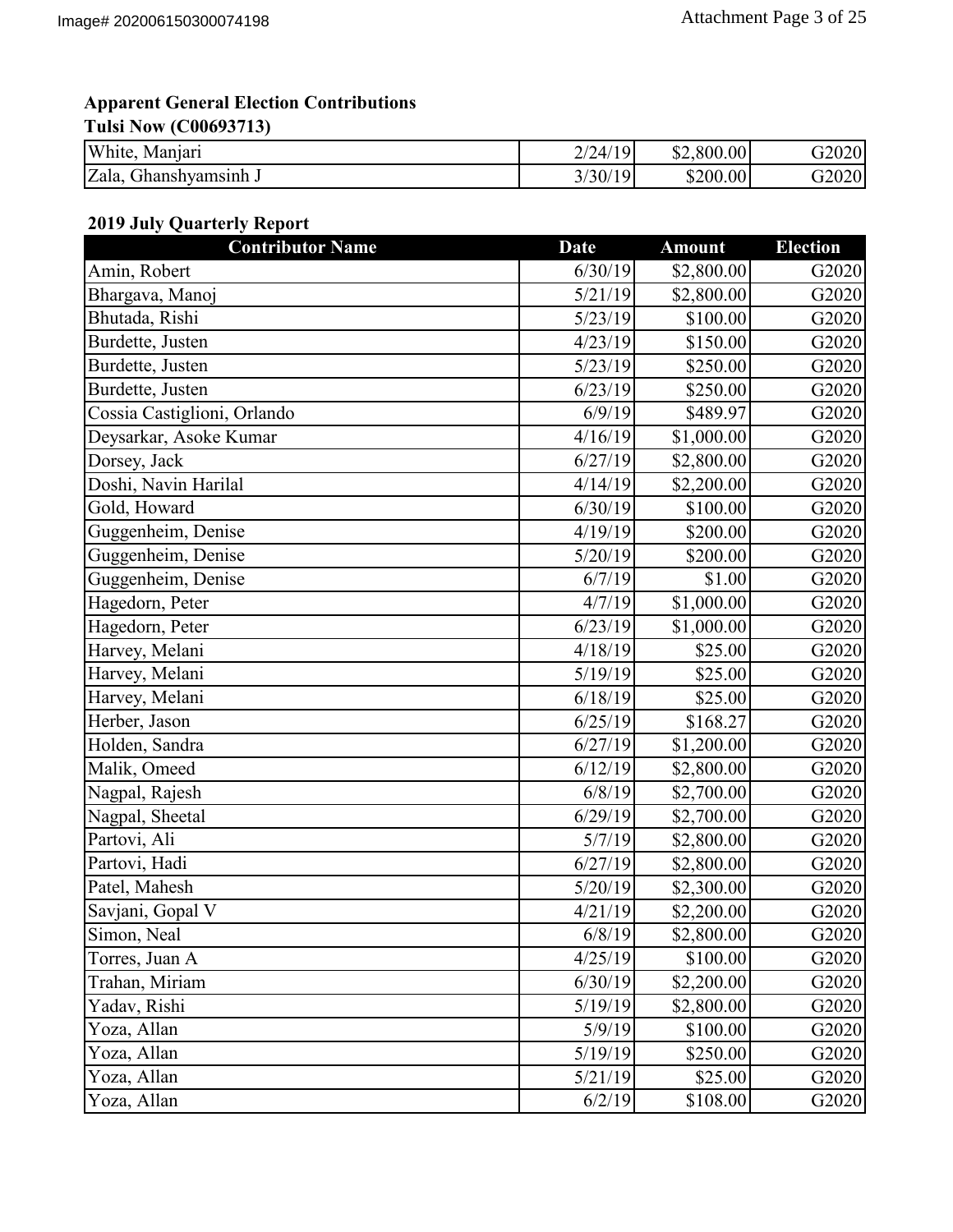**Apparent General Election Contributions**

**Tulsi Now (C00693713)**

| | | | |
|---|---|---|---|
| White, Manjari | 2/24/19 | $2,800.00 | G2020 |
| Zala, Ghanshyamsinh J | 3/30/19 | $200.00 | G2020 |

**2019 July Quarterly Report**

| Contributor Name | Date | Amount | Election |
|---|---|---|---|
| Amin, Robert | 6/30/19 | $2,800.00 | G2020 |
| Bhargava, Manoj | 5/21/19 | $2,800.00 | G2020 |
| Bhutada, Rishi | 5/23/19 | $100.00 | G2020 |
| Burdette, Justen | 4/23/19 | $150.00 | G2020 |
| Burdette, Justen | 5/23/19 | $250.00 | G2020 |
| Burdette, Justen | 6/23/19 | $250.00 | G2020 |
| Cossia Castiglioni, Orlando | 6/9/19 | $489.97 | G2020 |
| Deysarkar, Asoke Kumar | 4/16/19 | $1,000.00 | G2020 |
| Dorsey, Jack | 6/27/19 | $2,800.00 | G2020 |
| Doshi, Navin Harilal | 4/14/19 | $2,200.00 | G2020 |
| Gold, Howard | 6/30/19 | $100.00 | G2020 |
| Guggenheim, Denise | 4/19/19 | $200.00 | G2020 |
| Guggenheim, Denise | 5/20/19 | $200.00 | G2020 |
| Guggenheim, Denise | 6/7/19 | $1.00 | G2020 |
| Hagedorn, Peter | 4/7/19 | $1,000.00 | G2020 |
| Hagedorn, Peter | 6/23/19 | $1,000.00 | G2020 |
| Harvey, Melani | 4/18/19 | $25.00 | G2020 |
| Harvey, Melani | 5/19/19 | $25.00 | G2020 |
| Harvey, Melani | 6/18/19 | $25.00 | G2020 |
| Herber, Jason | 6/25/19 | $168.27 | G2020 |
| Holden, Sandra | 6/27/19 | $1,200.00 | G2020 |
| Malik, Omeed | 6/12/19 | $2,800.00 | G2020 |
| Nagpal, Rajesh | 6/8/19 | $2,700.00 | G2020 |
| Nagpal, Sheetal | 6/29/19 | $2,700.00 | G2020 |
| Partovi, Ali | 5/7/19 | $2,800.00 | G2020 |
| Partovi, Hadi | 6/27/19 | $2,800.00 | G2020 |
| Patel, Mahesh | 5/20/19 | $2,300.00 | G2020 |
| Savjani, Gopal V | 4/21/19 | $2,200.00 | G2020 |
| Simon, Neal | 6/8/19 | $2,800.00 | G2020 |
| Torres, Juan A | 4/25/19 | $100.00 | G2020 |
| Trahan, Miriam | 6/30/19 | $2,200.00 | G2020 |
| Yadav, Rishi | 5/19/19 | $2,800.00 | G2020 |
| Yoza, Allan | 5/9/19 | $100.00 | G2020 |
| Yoza, Allan | 5/19/19 | $250.00 | G2020 |
| Yoza, Allan | 5/21/19 | $25.00 | G2020 |
| Yoza, Allan | 6/2/19 | $108.00 | G2020 |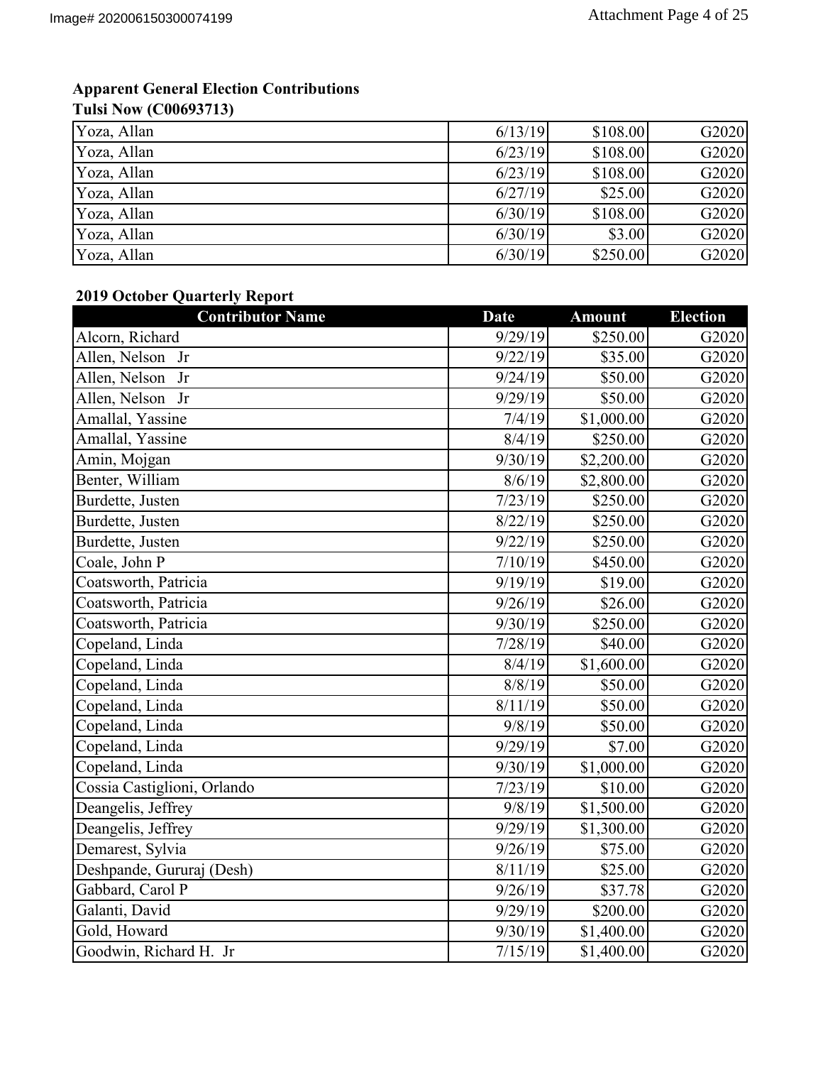**Apparent General Election Contributions**
**Tulsi Now (C00693713)**

| Contributor Name | Date | Amount | Election |
|---|---|---|---|
| Yoza, Allan | 6/13/19 | $108.00 | G2020 |
| Yoza, Allan | 6/23/19 | $108.00 | G2020 |
| Yoza, Allan | 6/23/19 | $108.00 | G2020 |
| Yoza, Allan | 6/27/19 | $25.00 | G2020 |
| Yoza, Allan | 6/30/19 | $108.00 | G2020 |
| Yoza, Allan | 6/30/19 | $3.00 | G2020 |
| Yoza, Allan | 6/30/19 | $250.00 | G2020 |

**2019 October Quarterly Report**

| Contributor Name | Date | Amount | Election |
|---|---|---|---|
| Alcorn, Richard | 9/29/19 | $250.00 | G2020 |
| Allen, Nelson Jr | 9/22/19 | $35.00 | G2020 |
| Allen, Nelson Jr | 9/24/19 | $50.00 | G2020 |
| Allen, Nelson Jr | 9/29/19 | $50.00 | G2020 |
| Amallal, Yassine | 7/4/19 | $1,000.00 | G2020 |
| Amallal, Yassine | 8/4/19 | $250.00 | G2020 |
| Amin, Mojgan | 9/30/19 | $2,200.00 | G2020 |
| Benter, William | 8/6/19 | $2,800.00 | G2020 |
| Burdette, Justen | 7/23/19 | $250.00 | G2020 |
| Burdette, Justen | 8/22/19 | $250.00 | G2020 |
| Burdette, Justen | 9/22/19 | $250.00 | G2020 |
| Coale, John P | 7/10/19 | $450.00 | G2020 |
| Coatsworth, Patricia | 9/19/19 | $19.00 | G2020 |
| Coatsworth, Patricia | 9/26/19 | $26.00 | G2020 |
| Coatsworth, Patricia | 9/30/19 | $250.00 | G2020 |
| Copeland, Linda | 7/28/19 | $40.00 | G2020 |
| Copeland, Linda | 8/4/19 | $1,600.00 | G2020 |
| Copeland, Linda | 8/8/19 | $50.00 | G2020 |
| Copeland, Linda | 8/11/19 | $50.00 | G2020 |
| Copeland, Linda | 9/8/19 | $50.00 | G2020 |
| Copeland, Linda | 9/29/19 | $7.00 | G2020 |
| Copeland, Linda | 9/30/19 | $1,000.00 | G2020 |
| Cossia Castiglioni, Orlando | 7/23/19 | $10.00 | G2020 |
| Deangelis, Jeffrey | 9/8/19 | $1,500.00 | G2020 |
| Deangelis, Jeffrey | 9/29/19 | $1,300.00 | G2020 |
| Demarest, Sylvia | 9/26/19 | $75.00 | G2020 |
| Deshpande, Gururaj (Desh) | 8/11/19 | $25.00 | G2020 |
| Gabbard, Carol P | 9/26/19 | $37.78 | G2020 |
| Galanti, David | 9/29/19 | $200.00 | G2020 |
| Gold, Howard | 9/30/19 | $1,400.00 | G2020 |
| Goodwin, Richard H. Jr | 7/15/19 | $1,400.00 | G2020 |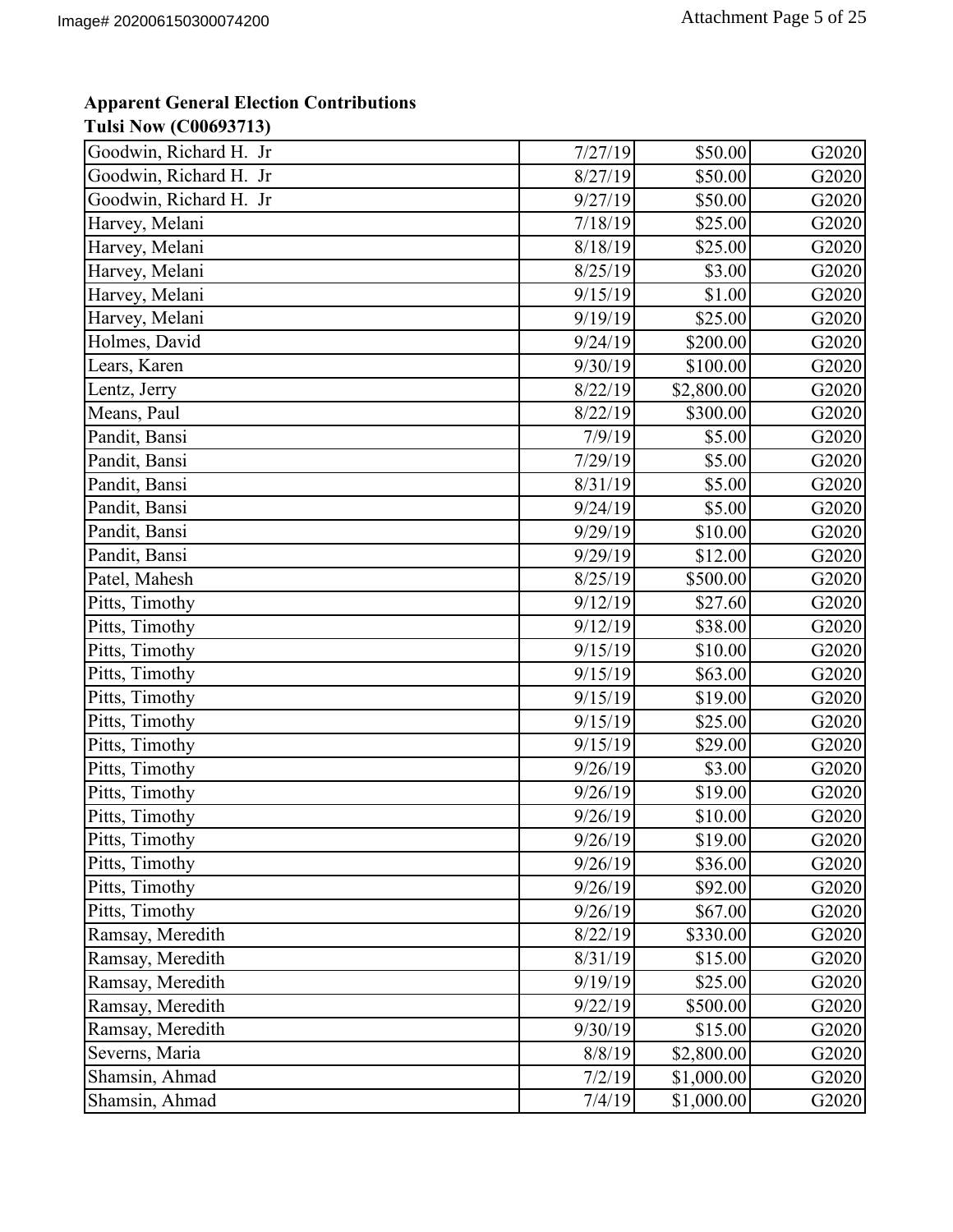**Apparent General Election Contributions**
**Tulsi Now (C00693713)**

| | | | |
|---|---|---|---|
| Goodwin, Richard H. Jr | 7/27/19 | $50.00 | G2020 |
| Goodwin, Richard H. Jr | 8/27/19 | $50.00 | G2020 |
| Goodwin, Richard H. Jr | 9/27/19 | $50.00 | G2020 |
| Harvey, Melani | 7/18/19 | $25.00 | G2020 |
| Harvey, Melani | 8/18/19 | $25.00 | G2020 |
| Harvey, Melani | 8/25/19 | $3.00 | G2020 |
| Harvey, Melani | 9/15/19 | $1.00 | G2020 |
| Harvey, Melani | 9/19/19 | $25.00 | G2020 |
| Holmes, David | 9/24/19 | $200.00 | G2020 |
| Lears, Karen | 9/30/19 | $100.00 | G2020 |
| Lentz, Jerry | 8/22/19 | $2,800.00 | G2020 |
| Means, Paul | 8/22/19 | $300.00 | G2020 |
| Pandit, Bansi | 7/9/19 | $5.00 | G2020 |
| Pandit, Bansi | 7/29/19 | $5.00 | G2020 |
| Pandit, Bansi | 8/31/19 | $5.00 | G2020 |
| Pandit, Bansi | 9/24/19 | $5.00 | G2020 |
| Pandit, Bansi | 9/29/19 | $10.00 | G2020 |
| Pandit, Bansi | 9/29/19 | $12.00 | G2020 |
| Patel, Mahesh | 8/25/19 | $500.00 | G2020 |
| Pitts, Timothy | 9/12/19 | $27.60 | G2020 |
| Pitts, Timothy | 9/12/19 | $38.00 | G2020 |
| Pitts, Timothy | 9/15/19 | $10.00 | G2020 |
| Pitts, Timothy | 9/15/19 | $63.00 | G2020 |
| Pitts, Timothy | 9/15/19 | $19.00 | G2020 |
| Pitts, Timothy | 9/15/19 | $25.00 | G2020 |
| Pitts, Timothy | 9/15/19 | $29.00 | G2020 |
| Pitts, Timothy | 9/26/19 | $3.00 | G2020 |
| Pitts, Timothy | 9/26/19 | $19.00 | G2020 |
| Pitts, Timothy | 9/26/19 | $10.00 | G2020 |
| Pitts, Timothy | 9/26/19 | $19.00 | G2020 |
| Pitts, Timothy | 9/26/19 | $36.00 | G2020 |
| Pitts, Timothy | 9/26/19 | $92.00 | G2020 |
| Pitts, Timothy | 9/26/19 | $67.00 | G2020 |
| Ramsay, Meredith | 8/22/19 | $330.00 | G2020 |
| Ramsay, Meredith | 8/31/19 | $15.00 | G2020 |
| Ramsay, Meredith | 9/19/19 | $25.00 | G2020 |
| Ramsay, Meredith | 9/22/19 | $500.00 | G2020 |
| Ramsay, Meredith | 9/30/19 | $15.00 | G2020 |
| Severns, Maria | 8/8/19 | $2,800.00 | G2020 |
| Shamsin, Ahmad | 7/2/19 | $1,000.00 | G2020 |
| Shamsin, Ahmad | 7/4/19 | $1,000.00 | G2020 |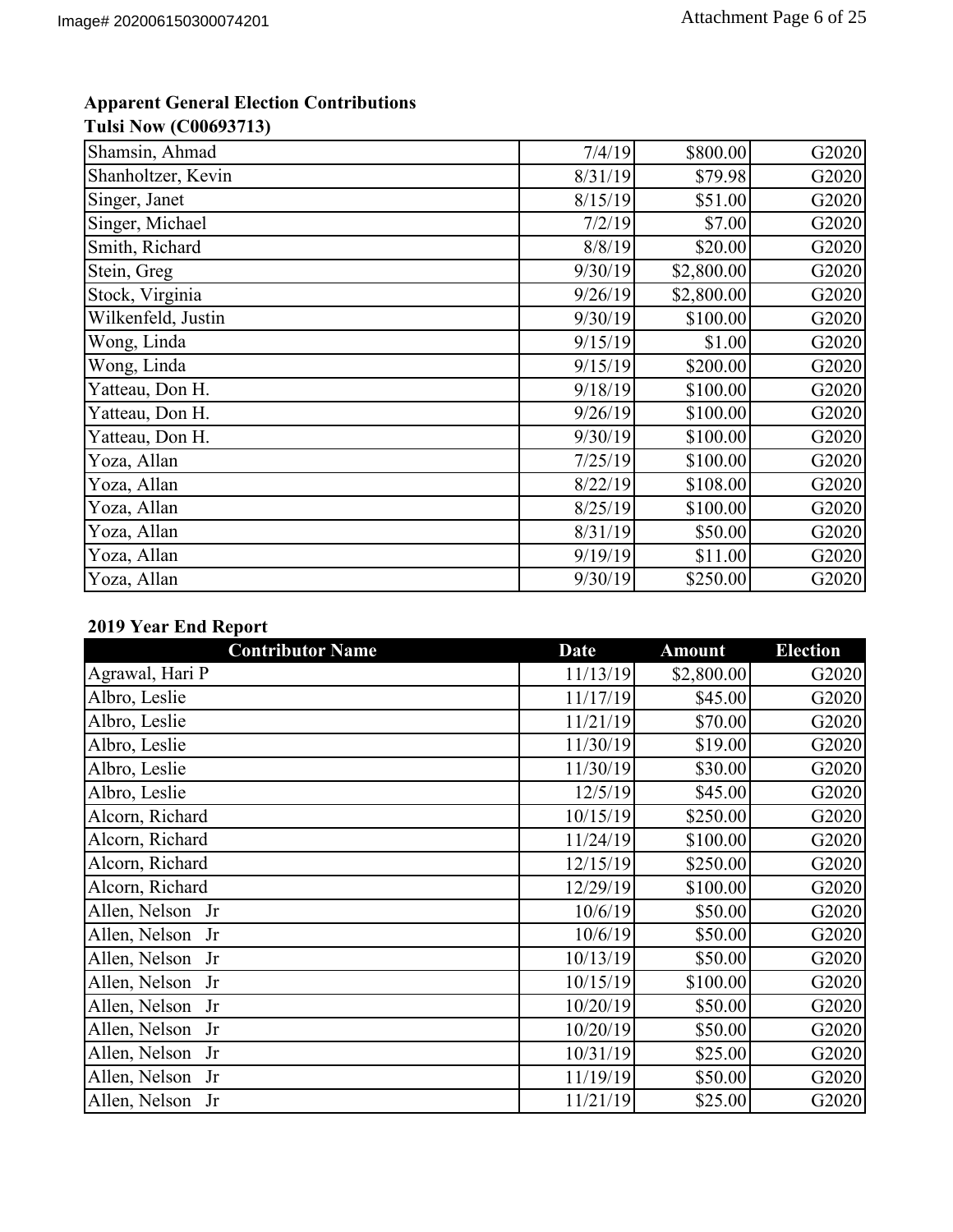**Apparent General Election Contributions**
**Tulsi Now (C00693713)**

| | | | |
|---|---|---|---|
| Shamsin, Ahmad | 7/4/19 | $800.00 | G2020 |
| Shanholtzer, Kevin | 8/31/19 | $79.98 | G2020 |
| Singer, Janet | 8/15/19 | $51.00 | G2020 |
| Singer, Michael | 7/2/19 | $7.00 | G2020 |
| Smith, Richard | 8/8/19 | $20.00 | G2020 |
| Stein, Greg | 9/30/19 | $2,800.00 | G2020 |
| Stock, Virginia | 9/26/19 | $2,800.00 | G2020 |
| Wilkenfeld, Justin | 9/30/19 | $100.00 | G2020 |
| Wong, Linda | 9/15/19 | $1.00 | G2020 |
| Wong, Linda | 9/15/19 | $200.00 | G2020 |
| Yatteau, Don H. | 9/18/19 | $100.00 | G2020 |
| Yatteau, Don H. | 9/26/19 | $100.00 | G2020 |
| Yatteau, Don H. | 9/30/19 | $100.00 | G2020 |
| Yoza, Allan | 7/25/19 | $100.00 | G2020 |
| Yoza, Allan | 8/22/19 | $108.00 | G2020 |
| Yoza, Allan | 8/25/19 | $100.00 | G2020 |
| Yoza, Allan | 8/31/19 | $50.00 | G2020 |
| Yoza, Allan | 9/19/19 | $11.00 | G2020 |
| Yoza, Allan | 9/30/19 | $250.00 | G2020 |

**2019 Year End Report**

| Contributor Name | Date | Amount | Election |
|---|---|---|---|
| Agrawal, Hari P | 11/13/19 | $2,800.00 | G2020 |
| Albro, Leslie | 11/17/19 | $45.00 | G2020 |
| Albro, Leslie | 11/21/19 | $70.00 | G2020 |
| Albro, Leslie | 11/30/19 | $19.00 | G2020 |
| Albro, Leslie | 11/30/19 | $30.00 | G2020 |
| Albro, Leslie | 12/5/19 | $45.00 | G2020 |
| Alcorn, Richard | 10/15/19 | $250.00 | G2020 |
| Alcorn, Richard | 11/24/19 | $100.00 | G2020 |
| Alcorn, Richard | 12/15/19 | $250.00 | G2020 |
| Alcorn, Richard | 12/29/19 | $100.00 | G2020 |
| Allen, Nelson Jr | 10/6/19 | $50.00 | G2020 |
| Allen, Nelson Jr | 10/6/19 | $50.00 | G2020 |
| Allen, Nelson Jr | 10/13/19 | $50.00 | G2020 |
| Allen, Nelson Jr | 10/15/19 | $100.00 | G2020 |
| Allen, Nelson Jr | 10/20/19 | $50.00 | G2020 |
| Allen, Nelson Jr | 10/20/19 | $50.00 | G2020 |
| Allen, Nelson Jr | 10/31/19 | $25.00 | G2020 |
| Allen, Nelson Jr | 11/19/19 | $50.00 | G2020 |
| Allen, Nelson Jr | 11/21/19 | $25.00 | G2020 |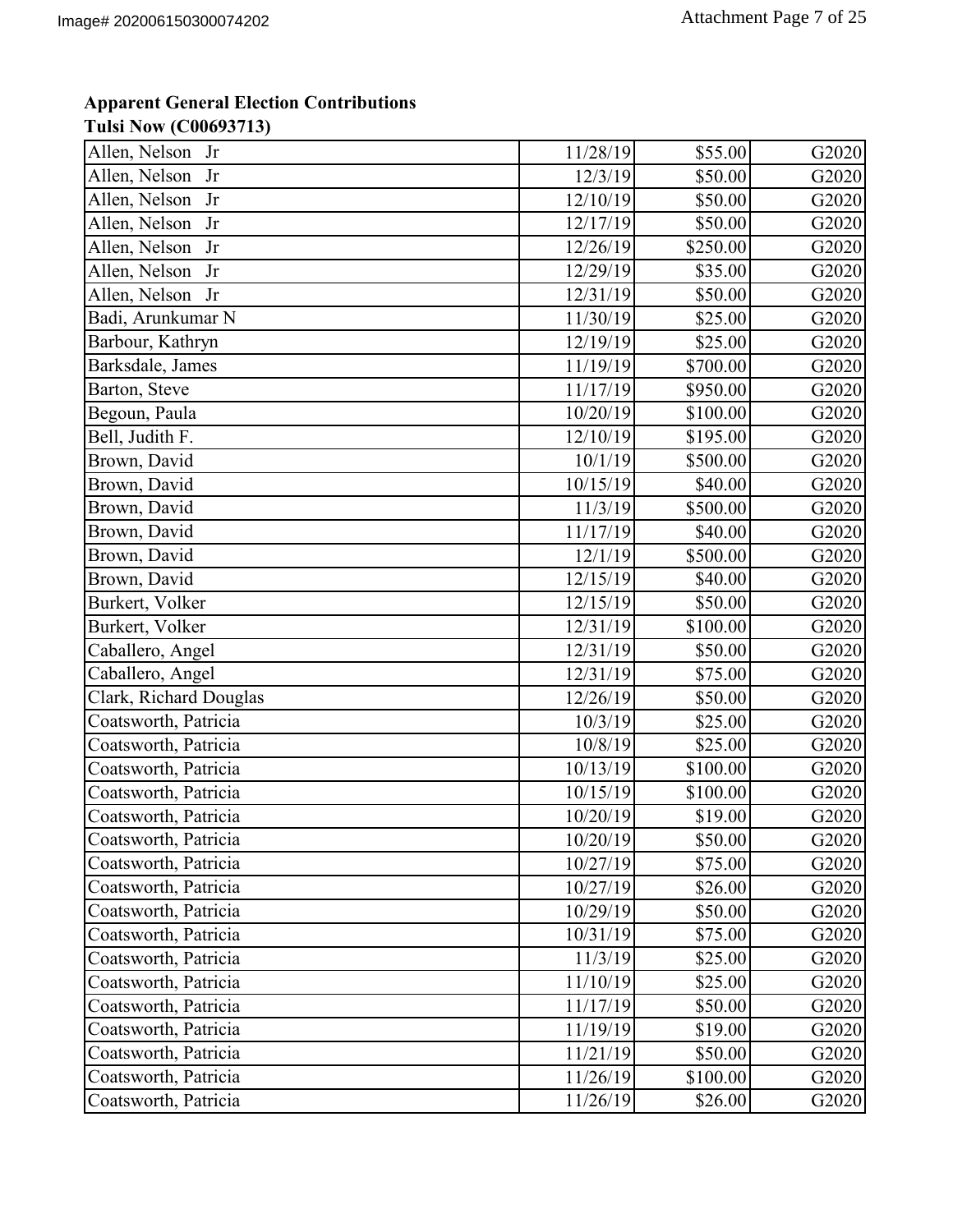**Apparent General Election Contributions**
**Tulsi Now (C00693713)**

| | | | |
|---|---|---|---|
| Allen, Nelson Jr | 11/28/19 | $55.00 | G2020 |
| Allen, Nelson Jr | 12/3/19 | $50.00 | G2020 |
| Allen, Nelson Jr | 12/10/19 | $50.00 | G2020 |
| Allen, Nelson Jr | 12/17/19 | $50.00 | G2020 |
| Allen, Nelson Jr | 12/26/19 | $250.00 | G2020 |
| Allen, Nelson Jr | 12/29/19 | $35.00 | G2020 |
| Allen, Nelson Jr | 12/31/19 | $50.00 | G2020 |
| Badi, Arunkumar N | 11/30/19 | $25.00 | G2020 |
| Barbour, Kathryn | 12/19/19 | $25.00 | G2020 |
| Barksdale, James | 11/19/19 | $700.00 | G2020 |
| Barton, Steve | 11/17/19 | $950.00 | G2020 |
| Begoun, Paula | 10/20/19 | $100.00 | G2020 |
| Bell, Judith F. | 12/10/19 | $195.00 | G2020 |
| Brown, David | 10/1/19 | $500.00 | G2020 |
| Brown, David | 10/15/19 | $40.00 | G2020 |
| Brown, David | 11/3/19 | $500.00 | G2020 |
| Brown, David | 11/17/19 | $40.00 | G2020 |
| Brown, David | 12/1/19 | $500.00 | G2020 |
| Brown, David | 12/15/19 | $40.00 | G2020 |
| Burkert, Volker | 12/15/19 | $50.00 | G2020 |
| Burkert, Volker | 12/31/19 | $100.00 | G2020 |
| Caballero, Angel | 12/31/19 | $50.00 | G2020 |
| Caballero, Angel | 12/31/19 | $75.00 | G2020 |
| Clark, Richard Douglas | 12/26/19 | $50.00 | G2020 |
| Coatsworth, Patricia | 10/3/19 | $25.00 | G2020 |
| Coatsworth, Patricia | 10/8/19 | $25.00 | G2020 |
| Coatsworth, Patricia | 10/13/19 | $100.00 | G2020 |
| Coatsworth, Patricia | 10/15/19 | $100.00 | G2020 |
| Coatsworth, Patricia | 10/20/19 | $19.00 | G2020 |
| Coatsworth, Patricia | 10/20/19 | $50.00 | G2020 |
| Coatsworth, Patricia | 10/27/19 | $75.00 | G2020 |
| Coatsworth, Patricia | 10/27/19 | $26.00 | G2020 |
| Coatsworth, Patricia | 10/29/19 | $50.00 | G2020 |
| Coatsworth, Patricia | 10/31/19 | $75.00 | G2020 |
| Coatsworth, Patricia | 11/3/19 | $25.00 | G2020 |
| Coatsworth, Patricia | 11/10/19 | $25.00 | G2020 |
| Coatsworth, Patricia | 11/17/19 | $50.00 | G2020 |
| Coatsworth, Patricia | 11/19/19 | $19.00 | G2020 |
| Coatsworth, Patricia | 11/21/19 | $50.00 | G2020 |
| Coatsworth, Patricia | 11/26/19 | $100.00 | G2020 |
| Coatsworth, Patricia | 11/26/19 | $26.00 | G2020 |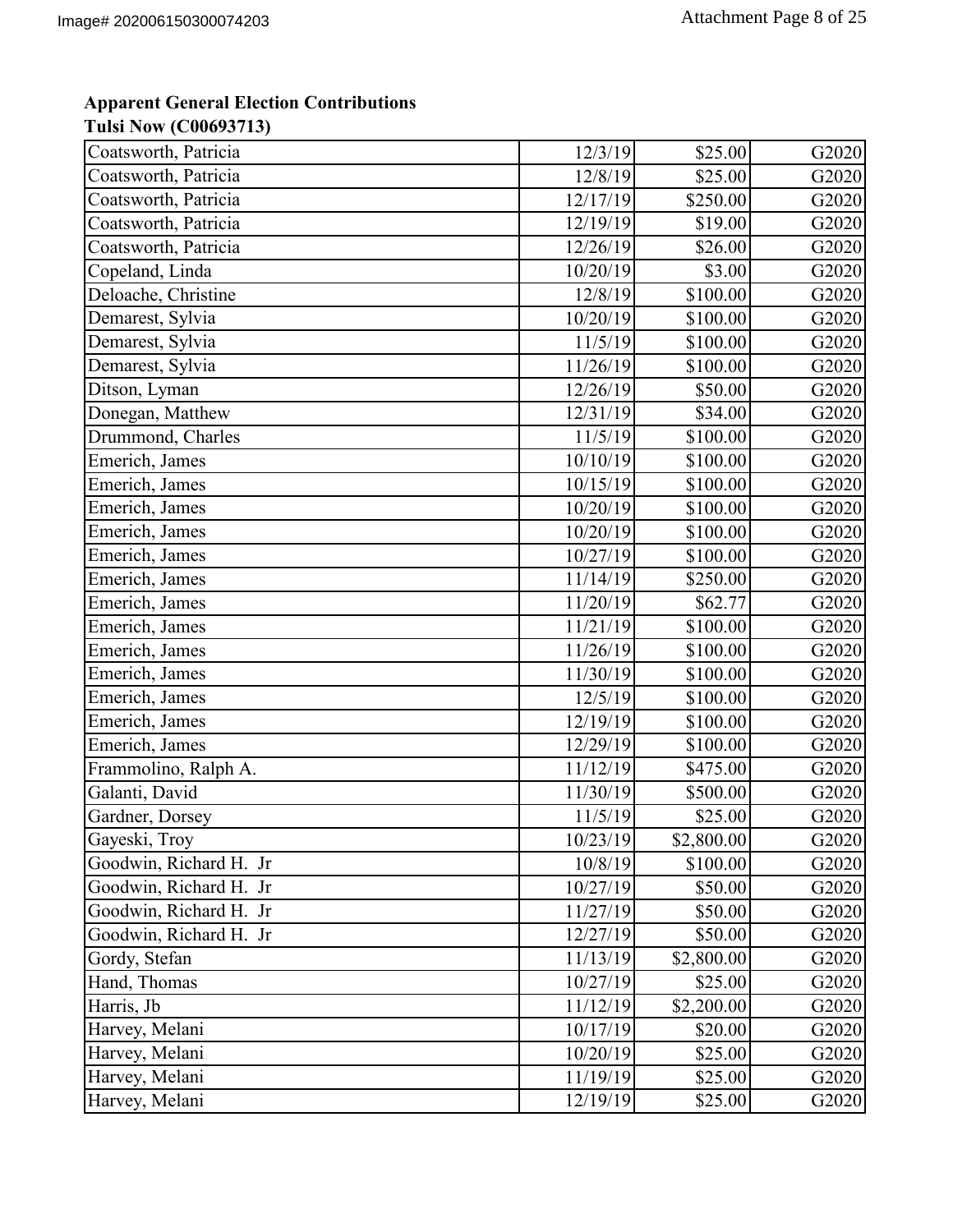**Apparent General Election Contributions**
**Tulsi Now (C00693713)**

| | | | |
|---|---|---|---|
| Coatsworth, Patricia | 12/3/19 | $25.00 | G2020 |
| Coatsworth, Patricia | 12/8/19 | $25.00 | G2020 |
| Coatsworth, Patricia | 12/17/19 | $250.00 | G2020 |
| Coatsworth, Patricia | 12/19/19 | $19.00 | G2020 |
| Coatsworth, Patricia | 12/26/19 | $26.00 | G2020 |
| Copeland, Linda | 10/20/19 | $3.00 | G2020 |
| Deloache, Christine | 12/8/19 | $100.00 | G2020 |
| Demarest, Sylvia | 10/20/19 | $100.00 | G2020 |
| Demarest, Sylvia | 11/5/19 | $100.00 | G2020 |
| Demarest, Sylvia | 11/26/19 | $100.00 | G2020 |
| Ditson, Lyman | 12/26/19 | $50.00 | G2020 |
| Donegan, Matthew | 12/31/19 | $34.00 | G2020 |
| Drummond, Charles | 11/5/19 | $100.00 | G2020 |
| Emerich, James | 10/10/19 | $100.00 | G2020 |
| Emerich, James | 10/15/19 | $100.00 | G2020 |
| Emerich, James | 10/20/19 | $100.00 | G2020 |
| Emerich, James | 10/20/19 | $100.00 | G2020 |
| Emerich, James | 10/27/19 | $100.00 | G2020 |
| Emerich, James | 11/14/19 | $250.00 | G2020 |
| Emerich, James | 11/20/19 | $62.77 | G2020 |
| Emerich, James | 11/21/19 | $100.00 | G2020 |
| Emerich, James | 11/26/19 | $100.00 | G2020 |
| Emerich, James | 11/30/19 | $100.00 | G2020 |
| Emerich, James | 12/5/19 | $100.00 | G2020 |
| Emerich, James | 12/19/19 | $100.00 | G2020 |
| Emerich, James | 12/29/19 | $100.00 | G2020 |
| Frammolino, Ralph A. | 11/12/19 | $475.00 | G2020 |
| Galanti, David | 11/30/19 | $500.00 | G2020 |
| Gardner, Dorsey | 11/5/19 | $25.00 | G2020 |
| Gayeski, Troy | 10/23/19 | $2,800.00 | G2020 |
| Goodwin, Richard H. Jr | 10/8/19 | $100.00 | G2020 |
| Goodwin, Richard H. Jr | 10/27/19 | $50.00 | G2020 |
| Goodwin, Richard H. Jr | 11/27/19 | $50.00 | G2020 |
| Goodwin, Richard H. Jr | 12/27/19 | $50.00 | G2020 |
| Gordy, Stefan | 11/13/19 | $2,800.00 | G2020 |
| Hand, Thomas | 10/27/19 | $25.00 | G2020 |
| Harris, Jb | 11/12/19 | $2,200.00 | G2020 |
| Harvey, Melani | 10/17/19 | $20.00 | G2020 |
| Harvey, Melani | 10/20/19 | $25.00 | G2020 |
| Harvey, Melani | 11/19/19 | $25.00 | G2020 |
| Harvey, Melani | 12/19/19 | $25.00 | G2020 |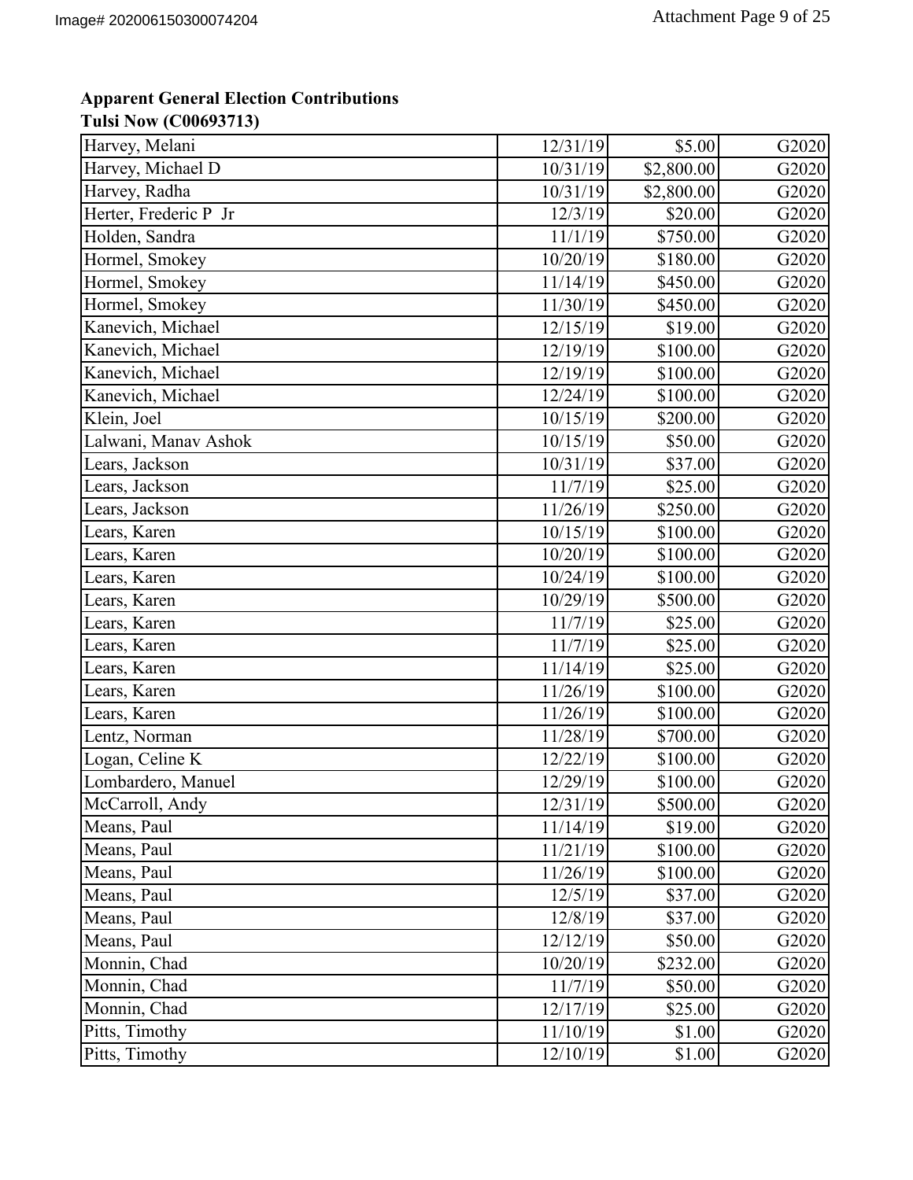**Apparent General Election Contributions**
**Tulsi Now (C00693713)**

| | | | |
|---|---|---|---|
| Harvey, Melani | 12/31/19 | $5.00 | G2020 |
| Harvey, Michael D | 10/31/19 | $2,800.00 | G2020 |
| Harvey, Radha | 10/31/19 | $2,800.00 | G2020 |
| Herter, Frederic P Jr | 12/3/19 | $20.00 | G2020 |
| Holden, Sandra | 11/1/19 | $750.00 | G2020 |
| Hormel, Smokey | 10/20/19 | $180.00 | G2020 |
| Hormel, Smokey | 11/14/19 | $450.00 | G2020 |
| Hormel, Smokey | 11/30/19 | $450.00 | G2020 |
| Kanevich, Michael | 12/15/19 | $19.00 | G2020 |
| Kanevich, Michael | 12/19/19 | $100.00 | G2020 |
| Kanevich, Michael | 12/19/19 | $100.00 | G2020 |
| Kanevich, Michael | 12/24/19 | $100.00 | G2020 |
| Klein, Joel | 10/15/19 | $200.00 | G2020 |
| Lalwani, Manav Ashok | 10/15/19 | $50.00 | G2020 |
| Lears, Jackson | 10/31/19 | $37.00 | G2020 |
| Lears, Jackson | 11/7/19 | $25.00 | G2020 |
| Lears, Jackson | 11/26/19 | $250.00 | G2020 |
| Lears, Karen | 10/15/19 | $100.00 | G2020 |
| Lears, Karen | 10/20/19 | $100.00 | G2020 |
| Lears, Karen | 10/24/19 | $100.00 | G2020 |
| Lears, Karen | 10/29/19 | $500.00 | G2020 |
| Lears, Karen | 11/7/19 | $25.00 | G2020 |
| Lears, Karen | 11/7/19 | $25.00 | G2020 |
| Lears, Karen | 11/14/19 | $25.00 | G2020 |
| Lears, Karen | 11/26/19 | $100.00 | G2020 |
| Lears, Karen | 11/26/19 | $100.00 | G2020 |
| Lentz, Norman | 11/28/19 | $700.00 | G2020 |
| Logan, Celine K | 12/22/19 | $100.00 | G2020 |
| Lombardero, Manuel | 12/29/19 | $100.00 | G2020 |
| McCarroll, Andy | 12/31/19 | $500.00 | G2020 |
| Means, Paul | 11/14/19 | $19.00 | G2020 |
| Means, Paul | 11/21/19 | $100.00 | G2020 |
| Means, Paul | 11/26/19 | $100.00 | G2020 |
| Means, Paul | 12/5/19 | $37.00 | G2020 |
| Means, Paul | 12/8/19 | $37.00 | G2020 |
| Means, Paul | 12/12/19 | $50.00 | G2020 |
| Monnin, Chad | 10/20/19 | $232.00 | G2020 |
| Monnin, Chad | 11/7/19 | $50.00 | G2020 |
| Monnin, Chad | 12/17/19 | $25.00 | G2020 |
| Pitts, Timothy | 11/10/19 | $1.00 | G2020 |
| Pitts, Timothy | 12/10/19 | $1.00 | G2020 |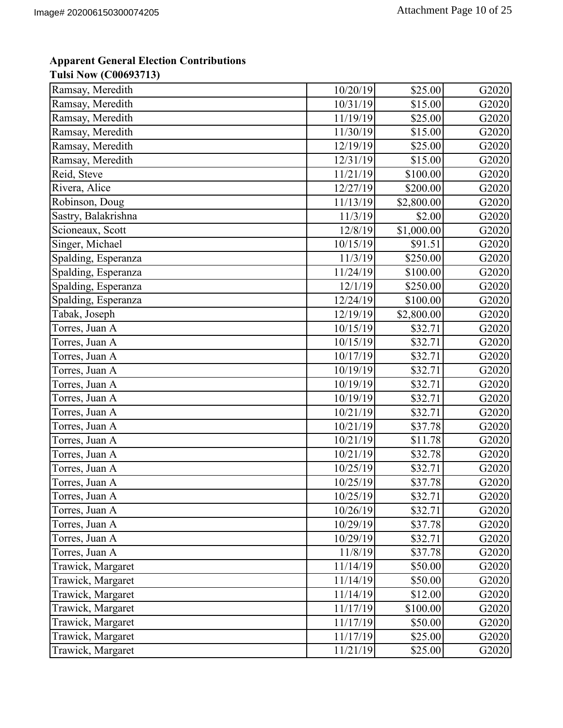**Apparent General Election Contributions**
**Tulsi Now (C00693713)**

| | | | |
|---|---|---|---|
| Ramsay, Meredith | 10/20/19 | $25.00 | G2020 |
| Ramsay, Meredith | 10/31/19 | $15.00 | G2020 |
| Ramsay, Meredith | 11/19/19 | $25.00 | G2020 |
| Ramsay, Meredith | 11/30/19 | $15.00 | G2020 |
| Ramsay, Meredith | 12/19/19 | $25.00 | G2020 |
| Ramsay, Meredith | 12/31/19 | $15.00 | G2020 |
| Reid, Steve | 11/21/19 | $100.00 | G2020 |
| Rivera, Alice | 12/27/19 | $200.00 | G2020 |
| Robinson, Doug | 11/13/19 | $2,800.00 | G2020 |
| Sastry, Balakrishna | 11/3/19 | $2.00 | G2020 |
| Scioneaux, Scott | 12/8/19 | $1,000.00 | G2020 |
| Singer, Michael | 10/15/19 | $91.51 | G2020 |
| Spalding, Esperanza | 11/3/19 | $250.00 | G2020 |
| Spalding, Esperanza | 11/24/19 | $100.00 | G2020 |
| Spalding, Esperanza | 12/1/19 | $250.00 | G2020 |
| Spalding, Esperanza | 12/24/19 | $100.00 | G2020 |
| Tabak, Joseph | 12/19/19 | $2,800.00 | G2020 |
| Torres, Juan A | 10/15/19 | $32.71 | G2020 |
| Torres, Juan A | 10/15/19 | $32.71 | G2020 |
| Torres, Juan A | 10/17/19 | $32.71 | G2020 |
| Torres, Juan A | 10/19/19 | $32.71 | G2020 |
| Torres, Juan A | 10/19/19 | $32.71 | G2020 |
| Torres, Juan A | 10/19/19 | $32.71 | G2020 |
| Torres, Juan A | 10/21/19 | $32.71 | G2020 |
| Torres, Juan A | 10/21/19 | $37.78 | G2020 |
| Torres, Juan A | 10/21/19 | $11.78 | G2020 |
| Torres, Juan A | 10/21/19 | $32.78 | G2020 |
| Torres, Juan A | 10/25/19 | $32.71 | G2020 |
| Torres, Juan A | 10/25/19 | $37.78 | G2020 |
| Torres, Juan A | 10/25/19 | $32.71 | G2020 |
| Torres, Juan A | 10/26/19 | $32.71 | G2020 |
| Torres, Juan A | 10/29/19 | $37.78 | G2020 |
| Torres, Juan A | 10/29/19 | $32.71 | G2020 |
| Torres, Juan A | 11/8/19 | $37.78 | G2020 |
| Trawick, Margaret | 11/14/19 | $50.00 | G2020 |
| Trawick, Margaret | 11/14/19 | $50.00 | G2020 |
| Trawick, Margaret | 11/14/19 | $12.00 | G2020 |
| Trawick, Margaret | 11/17/19 | $100.00 | G2020 |
| Trawick, Margaret | 11/17/19 | $50.00 | G2020 |
| Trawick, Margaret | 11/17/19 | $25.00 | G2020 |
| Trawick, Margaret | 11/21/19 | $25.00 | G2020 |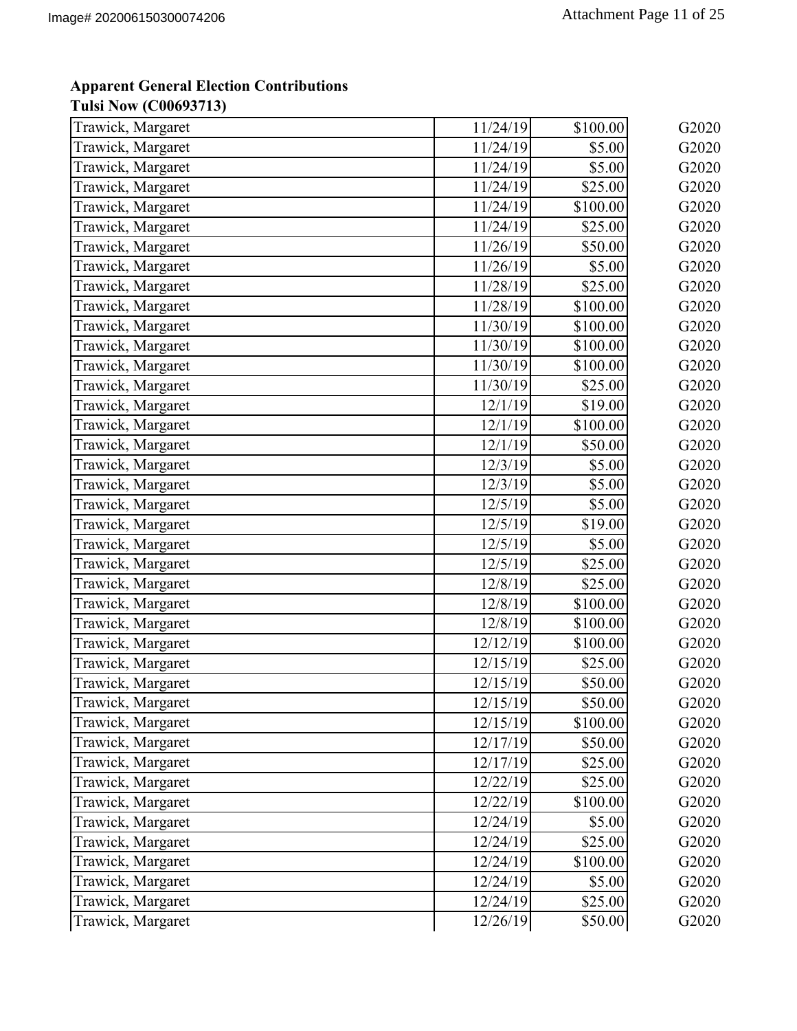**Apparent General Election Contributions**
**Tulsi Now (C00693713)**

| | | | |
|---|---|---|---|
| Trawick, Margaret | 11/24/19 | $100.00 | G2020 |
| Trawick, Margaret | 11/24/19 | $5.00 | G2020 |
| Trawick, Margaret | 11/24/19 | $5.00 | G2020 |
| Trawick, Margaret | 11/24/19 | $25.00 | G2020 |
| Trawick, Margaret | 11/24/19 | $100.00 | G2020 |
| Trawick, Margaret | 11/24/19 | $25.00 | G2020 |
| Trawick, Margaret | 11/26/19 | $50.00 | G2020 |
| Trawick, Margaret | 11/26/19 | $5.00 | G2020 |
| Trawick, Margaret | 11/28/19 | $25.00 | G2020 |
| Trawick, Margaret | 11/28/19 | $100.00 | G2020 |
| Trawick, Margaret | 11/30/19 | $100.00 | G2020 |
| Trawick, Margaret | 11/30/19 | $100.00 | G2020 |
| Trawick, Margaret | 11/30/19 | $100.00 | G2020 |
| Trawick, Margaret | 11/30/19 | $25.00 | G2020 |
| Trawick, Margaret | 12/1/19 | $19.00 | G2020 |
| Trawick, Margaret | 12/1/19 | $100.00 | G2020 |
| Trawick, Margaret | 12/1/19 | $50.00 | G2020 |
| Trawick, Margaret | 12/3/19 | $5.00 | G2020 |
| Trawick, Margaret | 12/3/19 | $5.00 | G2020 |
| Trawick, Margaret | 12/5/19 | $5.00 | G2020 |
| Trawick, Margaret | 12/5/19 | $19.00 | G2020 |
| Trawick, Margaret | 12/5/19 | $5.00 | G2020 |
| Trawick, Margaret | 12/5/19 | $25.00 | G2020 |
| Trawick, Margaret | 12/8/19 | $25.00 | G2020 |
| Trawick, Margaret | 12/8/19 | $100.00 | G2020 |
| Trawick, Margaret | 12/8/19 | $100.00 | G2020 |
| Trawick, Margaret | 12/12/19 | $100.00 | G2020 |
| Trawick, Margaret | 12/15/19 | $25.00 | G2020 |
| Trawick, Margaret | 12/15/19 | $50.00 | G2020 |
| Trawick, Margaret | 12/15/19 | $50.00 | G2020 |
| Trawick, Margaret | 12/15/19 | $100.00 | G2020 |
| Trawick, Margaret | 12/17/19 | $50.00 | G2020 |
| Trawick, Margaret | 12/17/19 | $25.00 | G2020 |
| Trawick, Margaret | 12/22/19 | $25.00 | G2020 |
| Trawick, Margaret | 12/22/19 | $100.00 | G2020 |
| Trawick, Margaret | 12/24/19 | $5.00 | G2020 |
| Trawick, Margaret | 12/24/19 | $25.00 | G2020 |
| Trawick, Margaret | 12/24/19 | $100.00 | G2020 |
| Trawick, Margaret | 12/24/19 | $5.00 | G2020 |
| Trawick, Margaret | 12/24/19 | $25.00 | G2020 |
| Trawick, Margaret | 12/26/19 | $50.00 | G2020 |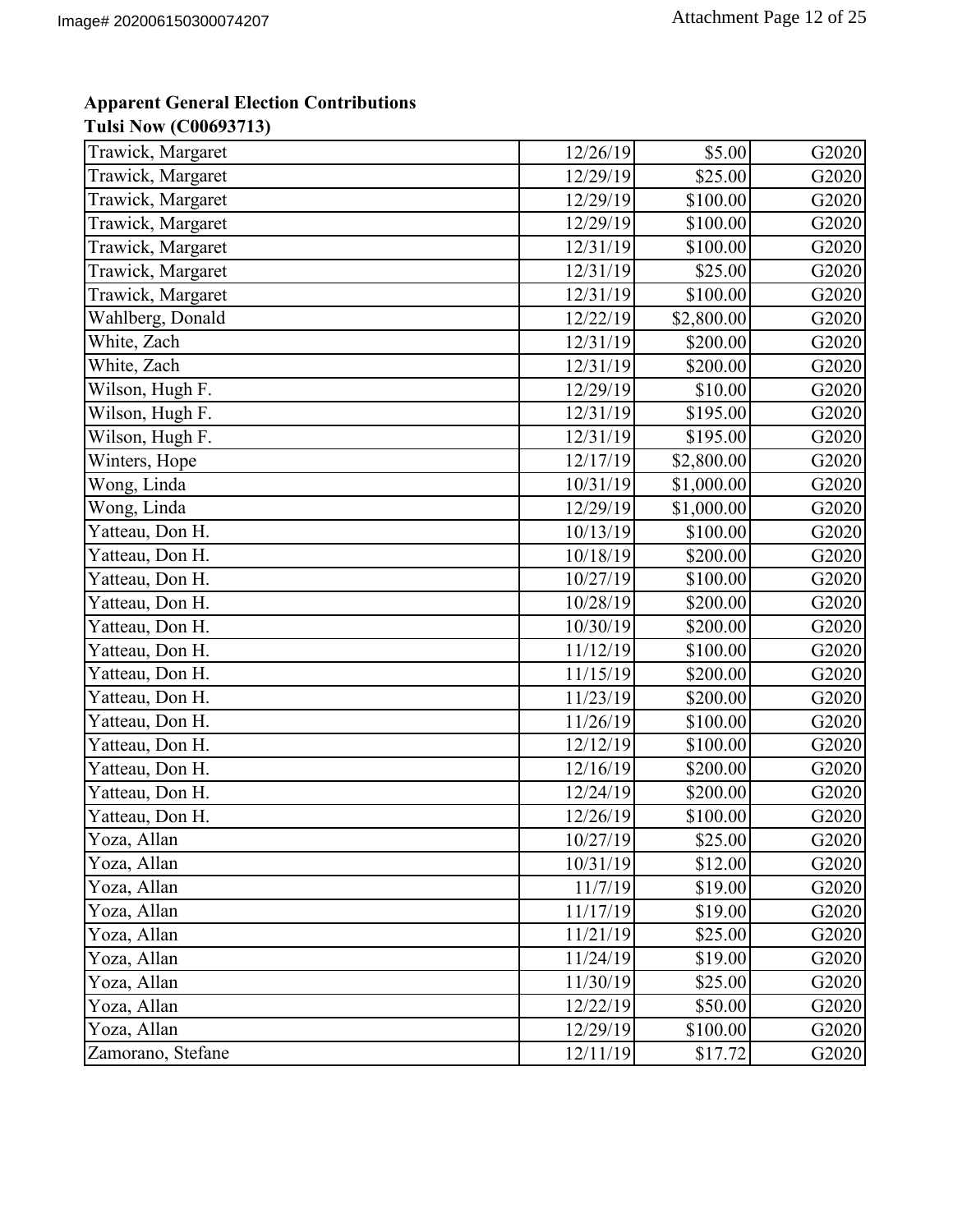**Apparent General Election Contributions**
**Tulsi Now (C00693713)**

| | | | |
|---|---|---|---|
| Trawick, Margaret | 12/26/19 | $5.00 | G2020 |
| Trawick, Margaret | 12/29/19 | $25.00 | G2020 |
| Trawick, Margaret | 12/29/19 | $100.00 | G2020 |
| Trawick, Margaret | 12/29/19 | $100.00 | G2020 |
| Trawick, Margaret | 12/31/19 | $100.00 | G2020 |
| Trawick, Margaret | 12/31/19 | $25.00 | G2020 |
| Trawick, Margaret | 12/31/19 | $100.00 | G2020 |
| Wahlberg, Donald | 12/22/19 | $2,800.00 | G2020 |
| White, Zach | 12/31/19 | $200.00 | G2020 |
| White, Zach | 12/31/19 | $200.00 | G2020 |
| Wilson, Hugh F. | 12/29/19 | $10.00 | G2020 |
| Wilson, Hugh F. | 12/31/19 | $195.00 | G2020 |
| Wilson, Hugh F. | 12/31/19 | $195.00 | G2020 |
| Winters, Hope | 12/17/19 | $2,800.00 | G2020 |
| Wong, Linda | 10/31/19 | $1,000.00 | G2020 |
| Wong, Linda | 12/29/19 | $1,000.00 | G2020 |
| Yatteau, Don H. | 10/13/19 | $100.00 | G2020 |
| Yatteau, Don H. | 10/18/19 | $200.00 | G2020 |
| Yatteau, Don H. | 10/27/19 | $100.00 | G2020 |
| Yatteau, Don H. | 10/28/19 | $200.00 | G2020 |
| Yatteau, Don H. | 10/30/19 | $200.00 | G2020 |
| Yatteau, Don H. | 11/12/19 | $100.00 | G2020 |
| Yatteau, Don H. | 11/15/19 | $200.00 | G2020 |
| Yatteau, Don H. | 11/23/19 | $200.00 | G2020 |
| Yatteau, Don H. | 11/26/19 | $100.00 | G2020 |
| Yatteau, Don H. | 12/12/19 | $100.00 | G2020 |
| Yatteau, Don H. | 12/16/19 | $200.00 | G2020 |
| Yatteau, Don H. | 12/24/19 | $200.00 | G2020 |
| Yatteau, Don H. | 12/26/19 | $100.00 | G2020 |
| Yoza, Allan | 10/27/19 | $25.00 | G2020 |
| Yoza, Allan | 10/31/19 | $12.00 | G2020 |
| Yoza, Allan | 11/7/19 | $19.00 | G2020 |
| Yoza, Allan | 11/17/19 | $19.00 | G2020 |
| Yoza, Allan | 11/21/19 | $25.00 | G2020 |
| Yoza, Allan | 11/24/19 | $19.00 | G2020 |
| Yoza, Allan | 11/30/19 | $25.00 | G2020 |
| Yoza, Allan | 12/22/19 | $50.00 | G2020 |
| Yoza, Allan | 12/29/19 | $100.00 | G2020 |
| Zamorano, Stefane | 12/11/19 | $17.72 | G2020 |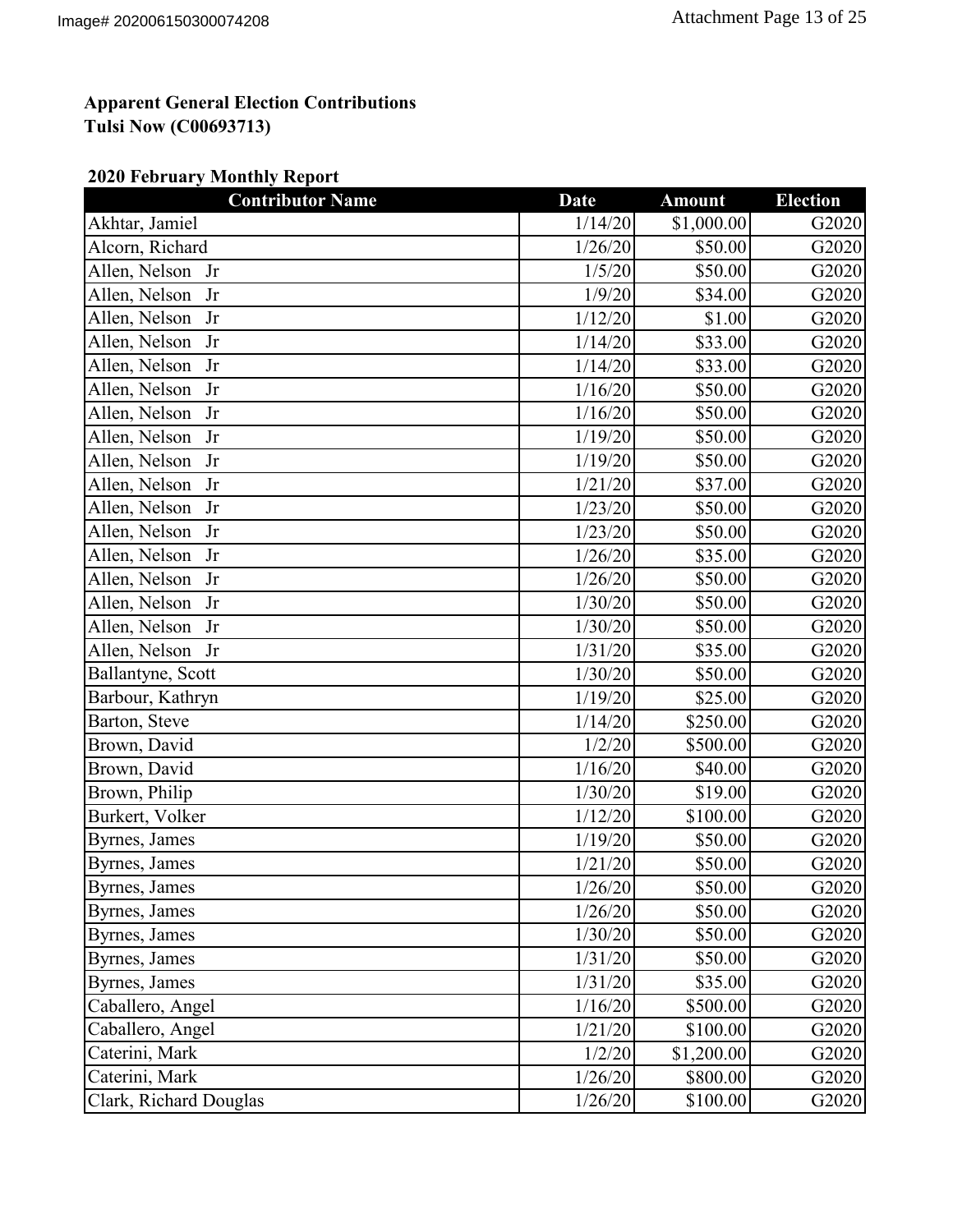**Apparent General Election Contributions**
**Tulsi Now (C00693713)**

**2020 February Monthly Report**

| Contributor Name | Date | Amount | Election |
|---|---|---|---|
| Akhtar, Jamiel | 1/14/20 | $1,000.00 | G2020 |
| Alcorn, Richard | 1/26/20 | $50.00 | G2020 |
| Allen, Nelson Jr | 1/5/20 | $50.00 | G2020 |
| Allen, Nelson Jr | 1/9/20 | $34.00 | G2020 |
| Allen, Nelson Jr | 1/12/20 | $1.00 | G2020 |
| Allen, Nelson Jr | 1/14/20 | $33.00 | G2020 |
| Allen, Nelson Jr | 1/14/20 | $33.00 | G2020 |
| Allen, Nelson Jr | 1/16/20 | $50.00 | G2020 |
| Allen, Nelson Jr | 1/16/20 | $50.00 | G2020 |
| Allen, Nelson Jr | 1/19/20 | $50.00 | G2020 |
| Allen, Nelson Jr | 1/19/20 | $50.00 | G2020 |
| Allen, Nelson Jr | 1/21/20 | $37.00 | G2020 |
| Allen, Nelson Jr | 1/23/20 | $50.00 | G2020 |
| Allen, Nelson Jr | 1/23/20 | $50.00 | G2020 |
| Allen, Nelson Jr | 1/26/20 | $35.00 | G2020 |
| Allen, Nelson Jr | 1/26/20 | $50.00 | G2020 |
| Allen, Nelson Jr | 1/30/20 | $50.00 | G2020 |
| Allen, Nelson Jr | 1/30/20 | $50.00 | G2020 |
| Allen, Nelson Jr | 1/31/20 | $35.00 | G2020 |
| Ballantyne, Scott | 1/30/20 | $50.00 | G2020 |
| Barbour, Kathryn | 1/19/20 | $25.00 | G2020 |
| Barton, Steve | 1/14/20 | $250.00 | G2020 |
| Brown, David | 1/2/20 | $500.00 | G2020 |
| Brown, David | 1/16/20 | $40.00 | G2020 |
| Brown, Philip | 1/30/20 | $19.00 | G2020 |
| Burkert, Volker | 1/12/20 | $100.00 | G2020 |
| Byrnes, James | 1/19/20 | $50.00 | G2020 |
| Byrnes, James | 1/21/20 | $50.00 | G2020 |
| Byrnes, James | 1/26/20 | $50.00 | G2020 |
| Byrnes, James | 1/26/20 | $50.00 | G2020 |
| Byrnes, James | 1/30/20 | $50.00 | G2020 |
| Byrnes, James | 1/31/20 | $50.00 | G2020 |
| Byrnes, James | 1/31/20 | $35.00 | G2020 |
| Caballero, Angel | 1/16/20 | $500.00 | G2020 |
| Caballero, Angel | 1/21/20 | $100.00 | G2020 |
| Caterini, Mark | 1/2/20 | $1,200.00 | G2020 |
| Caterini, Mark | 1/26/20 | $800.00 | G2020 |
| Clark, Richard Douglas | 1/26/20 | $100.00 | G2020 |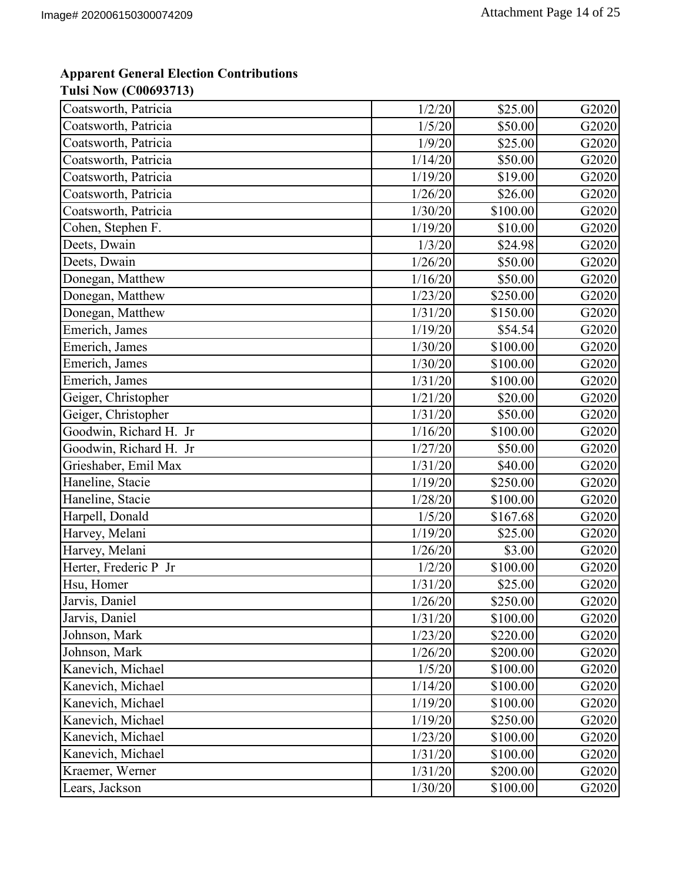**Apparent General Election Contributions**
**Tulsi Now (C00693713)**

| | | | |
|---|---|---|---|
| Coatsworth, Patricia | 1/2/20 | $25.00 | G2020 |
| Coatsworth, Patricia | 1/5/20 | $50.00 | G2020 |
| Coatsworth, Patricia | 1/9/20 | $25.00 | G2020 |
| Coatsworth, Patricia | 1/14/20 | $50.00 | G2020 |
| Coatsworth, Patricia | 1/19/20 | $19.00 | G2020 |
| Coatsworth, Patricia | 1/26/20 | $26.00 | G2020 |
| Coatsworth, Patricia | 1/30/20 | $100.00 | G2020 |
| Cohen, Stephen F. | 1/19/20 | $10.00 | G2020 |
| Deets, Dwain | 1/3/20 | $24.98 | G2020 |
| Deets, Dwain | 1/26/20 | $50.00 | G2020 |
| Donegan, Matthew | 1/16/20 | $50.00 | G2020 |
| Donegan, Matthew | 1/23/20 | $250.00 | G2020 |
| Donegan, Matthew | 1/31/20 | $150.00 | G2020 |
| Emerich, James | 1/19/20 | $54.54 | G2020 |
| Emerich, James | 1/30/20 | $100.00 | G2020 |
| Emerich, James | 1/30/20 | $100.00 | G2020 |
| Emerich, James | 1/31/20 | $100.00 | G2020 |
| Geiger, Christopher | 1/21/20 | $20.00 | G2020 |
| Geiger, Christopher | 1/31/20 | $50.00 | G2020 |
| Goodwin, Richard H. Jr | 1/16/20 | $100.00 | G2020 |
| Goodwin, Richard H. Jr | 1/27/20 | $50.00 | G2020 |
| Grieshaber, Emil Max | 1/31/20 | $40.00 | G2020 |
| Haneline, Stacie | 1/19/20 | $250.00 | G2020 |
| Haneline, Stacie | 1/28/20 | $100.00 | G2020 |
| Harpell, Donald | 1/5/20 | $167.68 | G2020 |
| Harvey, Melani | 1/19/20 | $25.00 | G2020 |
| Harvey, Melani | 1/26/20 | $3.00 | G2020 |
| Herter, Frederic P Jr | 1/2/20 | $100.00 | G2020 |
| Hsu, Homer | 1/31/20 | $25.00 | G2020 |
| Jarvis, Daniel | 1/26/20 | $250.00 | G2020 |
| Jarvis, Daniel | 1/31/20 | $100.00 | G2020 |
| Johnson, Mark | 1/23/20 | $220.00 | G2020 |
| Johnson, Mark | 1/26/20 | $200.00 | G2020 |
| Kanevich, Michael | 1/5/20 | $100.00 | G2020 |
| Kanevich, Michael | 1/14/20 | $100.00 | G2020 |
| Kanevich, Michael | 1/19/20 | $100.00 | G2020 |
| Kanevich, Michael | 1/19/20 | $250.00 | G2020 |
| Kanevich, Michael | 1/23/20 | $100.00 | G2020 |
| Kanevich, Michael | 1/31/20 | $100.00 | G2020 |
| Kraemer, Werner | 1/31/20 | $200.00 | G2020 |
| Lears, Jackson | 1/30/20 | $100.00 | G2020 |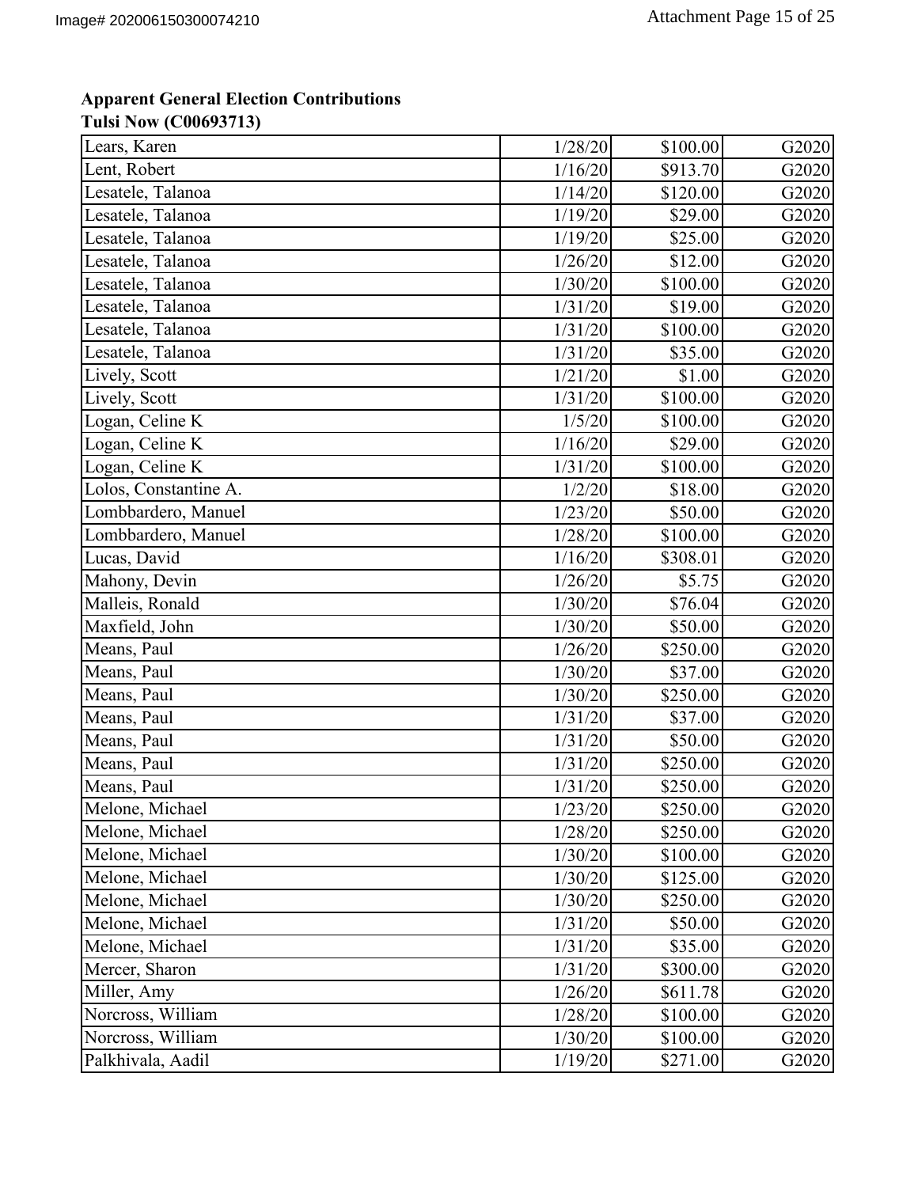**Apparent General Election Contributions**
**Tulsi Now (C00693713)**

| | | | |
|---|---|---|---|
| Lears, Karen | 1/28/20 | $100.00 | G2020 |
| Lent, Robert | 1/16/20 | $913.70 | G2020 |
| Lesatele, Talanoa | 1/14/20 | $120.00 | G2020 |
| Lesatele, Talanoa | 1/19/20 | $29.00 | G2020 |
| Lesatele, Talanoa | 1/19/20 | $25.00 | G2020 |
| Lesatele, Talanoa | 1/26/20 | $12.00 | G2020 |
| Lesatele, Talanoa | 1/30/20 | $100.00 | G2020 |
| Lesatele, Talanoa | 1/31/20 | $19.00 | G2020 |
| Lesatele, Talanoa | 1/31/20 | $100.00 | G2020 |
| Lesatele, Talanoa | 1/31/20 | $35.00 | G2020 |
| Lively, Scott | 1/21/20 | $1.00 | G2020 |
| Lively, Scott | 1/31/20 | $100.00 | G2020 |
| Logan, Celine K | 1/5/20 | $100.00 | G2020 |
| Logan, Celine K | 1/16/20 | $29.00 | G2020 |
| Logan, Celine K | 1/31/20 | $100.00 | G2020 |
| Lolos, Constantine A. | 1/2/20 | $18.00 | G2020 |
| Lombbardero, Manuel | 1/23/20 | $50.00 | G2020 |
| Lombbardero, Manuel | 1/28/20 | $100.00 | G2020 |
| Lucas, David | 1/16/20 | $308.01 | G2020 |
| Mahony, Devin | 1/26/20 | $5.75 | G2020 |
| Malleis, Ronald | 1/30/20 | $76.04 | G2020 |
| Maxfield, John | 1/30/20 | $50.00 | G2020 |
| Means, Paul | 1/26/20 | $250.00 | G2020 |
| Means, Paul | 1/30/20 | $37.00 | G2020 |
| Means, Paul | 1/30/20 | $250.00 | G2020 |
| Means, Paul | 1/31/20 | $37.00 | G2020 |
| Means, Paul | 1/31/20 | $50.00 | G2020 |
| Means, Paul | 1/31/20 | $250.00 | G2020 |
| Means, Paul | 1/31/20 | $250.00 | G2020 |
| Melone, Michael | 1/23/20 | $250.00 | G2020 |
| Melone, Michael | 1/28/20 | $250.00 | G2020 |
| Melone, Michael | 1/30/20 | $100.00 | G2020 |
| Melone, Michael | 1/30/20 | $125.00 | G2020 |
| Melone, Michael | 1/30/20 | $250.00 | G2020 |
| Melone, Michael | 1/31/20 | $50.00 | G2020 |
| Melone, Michael | 1/31/20 | $35.00 | G2020 |
| Mercer, Sharon | 1/31/20 | $300.00 | G2020 |
| Miller, Amy | 1/26/20 | $611.78 | G2020 |
| Norcross, William | 1/28/20 | $100.00 | G2020 |
| Norcross, William | 1/30/20 | $100.00 | G2020 |
| Palkhivala, Aadil | 1/19/20 | $271.00 | G2020 |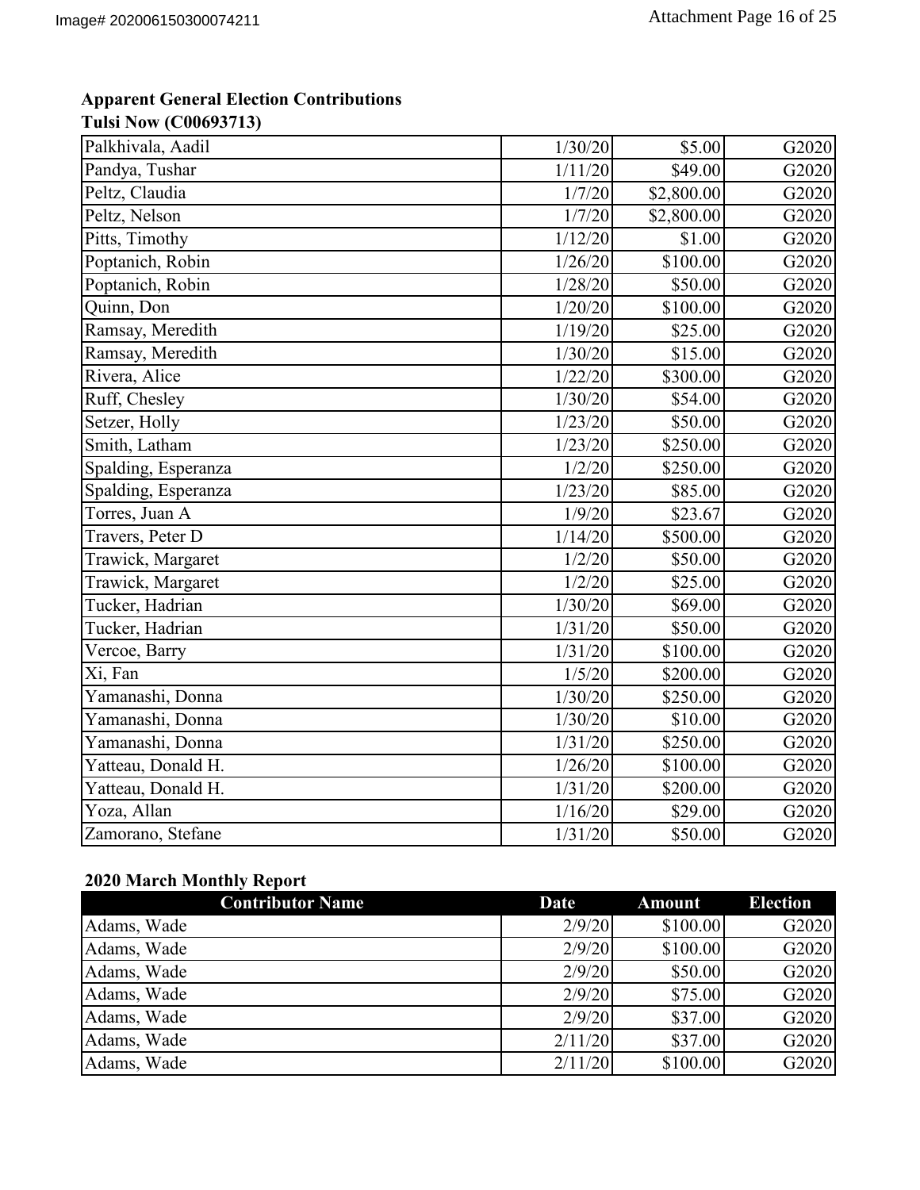**Apparent General Election Contributions**
**Tulsi Now (C00693713)**

| Contributor Name | Date | Amount | Election |
|---|---|---|---|
| Palkhivala, Aadil | 1/30/20 | $5.00 | G2020 |
| Pandya, Tushar | 1/11/20 | $49.00 | G2020 |
| Peltz, Claudia | 1/7/20 | $2,800.00 | G2020 |
| Peltz, Nelson | 1/7/20 | $2,800.00 | G2020 |
| Pitts, Timothy | 1/12/20 | $1.00 | G2020 |
| Poptanich, Robin | 1/26/20 | $100.00 | G2020 |
| Poptanich, Robin | 1/28/20 | $50.00 | G2020 |
| Quinn, Don | 1/20/20 | $100.00 | G2020 |
| Ramsay, Meredith | 1/19/20 | $25.00 | G2020 |
| Ramsay, Meredith | 1/30/20 | $15.00 | G2020 |
| Rivera, Alice | 1/22/20 | $300.00 | G2020 |
| Ruff, Chesley | 1/30/20 | $54.00 | G2020 |
| Setzer, Holly | 1/23/20 | $50.00 | G2020 |
| Smith, Latham | 1/23/20 | $250.00 | G2020 |
| Spalding, Esperanza | 1/2/20 | $250.00 | G2020 |
| Spalding, Esperanza | 1/23/20 | $85.00 | G2020 |
| Torres, Juan A | 1/9/20 | $23.67 | G2020 |
| Travers, Peter D | 1/14/20 | $500.00 | G2020 |
| Trawick, Margaret | 1/2/20 | $50.00 | G2020 |
| Trawick, Margaret | 1/2/20 | $25.00 | G2020 |
| Tucker, Hadrian | 1/30/20 | $69.00 | G2020 |
| Tucker, Hadrian | 1/31/20 | $50.00 | G2020 |
| Vercoe, Barry | 1/31/20 | $100.00 | G2020 |
| Xi, Fan | 1/5/20 | $200.00 | G2020 |
| Yamanashi, Donna | 1/30/20 | $250.00 | G2020 |
| Yamanashi, Donna | 1/30/20 | $10.00 | G2020 |
| Yamanashi, Donna | 1/31/20 | $250.00 | G2020 |
| Yatteau, Donald H. | 1/26/20 | $100.00 | G2020 |
| Yatteau, Donald H. | 1/31/20 | $200.00 | G2020 |
| Yoza, Allan | 1/16/20 | $29.00 | G2020 |
| Zamorano, Stefane | 1/31/20 | $50.00 | G2020 |

**2020 March Monthly Report**

| Contributor Name | Date | Amount | Election |
|---|---|---|---|
| Adams, Wade | 2/9/20 | $100.00 | G2020 |
| Adams, Wade | 2/9/20 | $100.00 | G2020 |
| Adams, Wade | 2/9/20 | $50.00 | G2020 |
| Adams, Wade | 2/9/20 | $75.00 | G2020 |
| Adams, Wade | 2/9/20 | $37.00 | G2020 |
| Adams, Wade | 2/11/20 | $37.00 | G2020 |
| Adams, Wade | 2/11/20 | $100.00 | G2020 |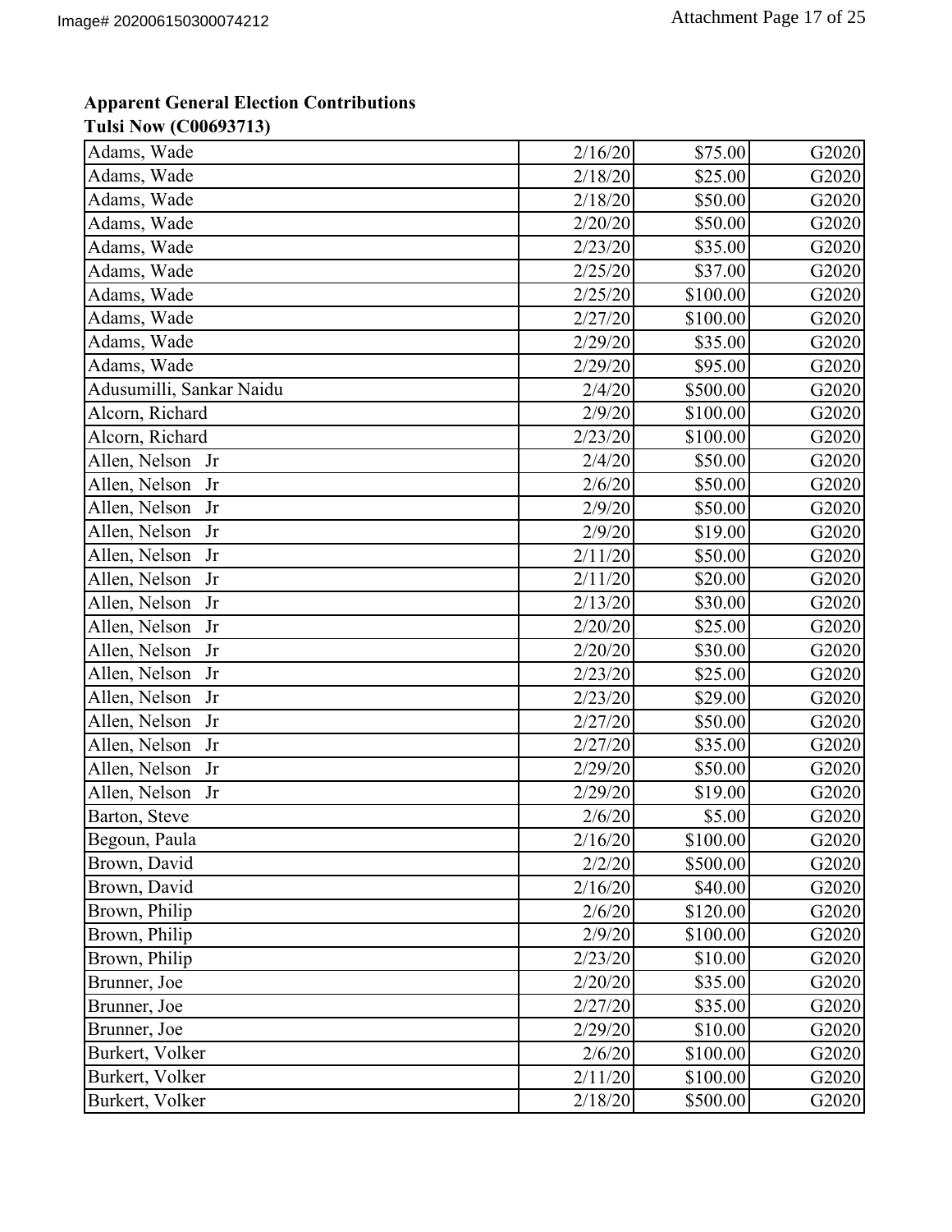**Apparent General Election Contributions**
**Tulsi Now (C00693713)**

| | | | |
|---|---|---|---|
| Adams, Wade | 2/16/20 | $75.00 | G2020 |
| Adams, Wade | 2/18/20 | $25.00 | G2020 |
| Adams, Wade | 2/18/20 | $50.00 | G2020 |
| Adams, Wade | 2/20/20 | $50.00 | G2020 |
| Adams, Wade | 2/23/20 | $35.00 | G2020 |
| Adams, Wade | 2/25/20 | $37.00 | G2020 |
| Adams, Wade | 2/25/20 | $100.00 | G2020 |
| Adams, Wade | 2/27/20 | $100.00 | G2020 |
| Adams, Wade | 2/29/20 | $35.00 | G2020 |
| Adams, Wade | 2/29/20 | $95.00 | G2020 |
| Adusumilli, Sankar Naidu | 2/4/20 | $500.00 | G2020 |
| Alcorn, Richard | 2/9/20 | $100.00 | G2020 |
| Alcorn, Richard | 2/23/20 | $100.00 | G2020 |
| Allen, Nelson Jr | 2/4/20 | $50.00 | G2020 |
| Allen, Nelson Jr | 2/6/20 | $50.00 | G2020 |
| Allen, Nelson Jr | 2/9/20 | $50.00 | G2020 |
| Allen, Nelson Jr | 2/9/20 | $19.00 | G2020 |
| Allen, Nelson Jr | 2/11/20 | $50.00 | G2020 |
| Allen, Nelson Jr | 2/11/20 | $20.00 | G2020 |
| Allen, Nelson Jr | 2/13/20 | $30.00 | G2020 |
| Allen, Nelson Jr | 2/20/20 | $25.00 | G2020 |
| Allen, Nelson Jr | 2/20/20 | $30.00 | G2020 |
| Allen, Nelson Jr | 2/23/20 | $25.00 | G2020 |
| Allen, Nelson Jr | 2/23/20 | $29.00 | G2020 |
| Allen, Nelson Jr | 2/27/20 | $50.00 | G2020 |
| Allen, Nelson Jr | 2/27/20 | $35.00 | G2020 |
| Allen, Nelson Jr | 2/29/20 | $50.00 | G2020 |
| Allen, Nelson Jr | 2/29/20 | $19.00 | G2020 |
| Barton, Steve | 2/6/20 | $5.00 | G2020 |
| Begoun, Paula | 2/16/20 | $100.00 | G2020 |
| Brown, David | 2/2/20 | $500.00 | G2020 |
| Brown, David | 2/16/20 | $40.00 | G2020 |
| Brown, Philip | 2/6/20 | $120.00 | G2020 |
| Brown, Philip | 2/9/20 | $100.00 | G2020 |
| Brown, Philip | 2/23/20 | $10.00 | G2020 |
| Brunner, Joe | 2/20/20 | $35.00 | G2020 |
| Brunner, Joe | 2/27/20 | $35.00 | G2020 |
| Brunner, Joe | 2/29/20 | $10.00 | G2020 |
| Burkert, Volker | 2/6/20 | $100.00 | G2020 |
| Burkert, Volker | 2/11/20 | $100.00 | G2020 |
| Burkert, Volker | 2/18/20 | $500.00 | G2020 |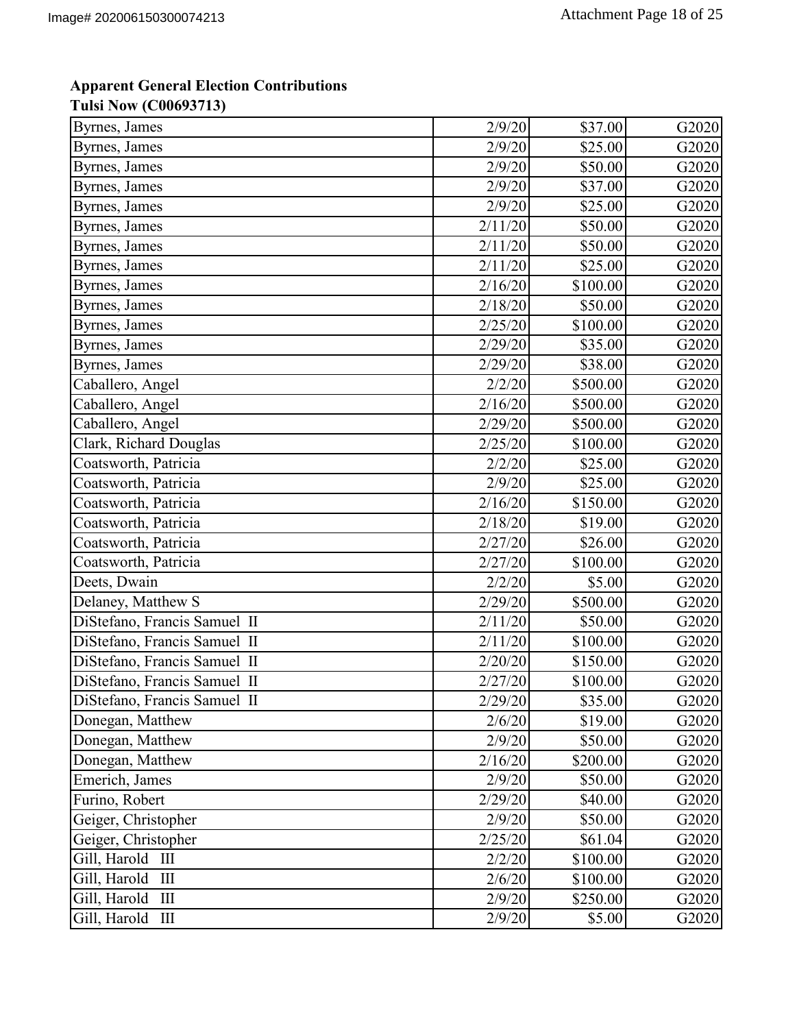**Apparent General Election Contributions**
**Tulsi Now (C00693713)**

| | | | |
|---|---|---|---|
| Byrnes, James | 2/9/20 | $37.00 | G2020 |
| Byrnes, James | 2/9/20 | $25.00 | G2020 |
| Byrnes, James | 2/9/20 | $50.00 | G2020 |
| Byrnes, James | 2/9/20 | $37.00 | G2020 |
| Byrnes, James | 2/9/20 | $25.00 | G2020 |
| Byrnes, James | 2/11/20 | $50.00 | G2020 |
| Byrnes, James | 2/11/20 | $50.00 | G2020 |
| Byrnes, James | 2/11/20 | $25.00 | G2020 |
| Byrnes, James | 2/16/20 | $100.00 | G2020 |
| Byrnes, James | 2/18/20 | $50.00 | G2020 |
| Byrnes, James | 2/25/20 | $100.00 | G2020 |
| Byrnes, James | 2/29/20 | $35.00 | G2020 |
| Byrnes, James | 2/29/20 | $38.00 | G2020 |
| Caballero, Angel | 2/2/20 | $500.00 | G2020 |
| Caballero, Angel | 2/16/20 | $500.00 | G2020 |
| Caballero, Angel | 2/29/20 | $500.00 | G2020 |
| Clark, Richard Douglas | 2/25/20 | $100.00 | G2020 |
| Coatsworth, Patricia | 2/2/20 | $25.00 | G2020 |
| Coatsworth, Patricia | 2/9/20 | $25.00 | G2020 |
| Coatsworth, Patricia | 2/16/20 | $150.00 | G2020 |
| Coatsworth, Patricia | 2/18/20 | $19.00 | G2020 |
| Coatsworth, Patricia | 2/27/20 | $26.00 | G2020 |
| Coatsworth, Patricia | 2/27/20 | $100.00 | G2020 |
| Deets, Dwain | 2/2/20 | $5.00 | G2020 |
| Delaney, Matthew S | 2/29/20 | $500.00 | G2020 |
| DiStefano, Francis Samuel II | 2/11/20 | $50.00 | G2020 |
| DiStefano, Francis Samuel II | 2/11/20 | $100.00 | G2020 |
| DiStefano, Francis Samuel II | 2/20/20 | $150.00 | G2020 |
| DiStefano, Francis Samuel II | 2/27/20 | $100.00 | G2020 |
| DiStefano, Francis Samuel II | 2/29/20 | $35.00 | G2020 |
| Donegan, Matthew | 2/6/20 | $19.00 | G2020 |
| Donegan, Matthew | 2/9/20 | $50.00 | G2020 |
| Donegan, Matthew | 2/16/20 | $200.00 | G2020 |
| Emerich, James | 2/9/20 | $50.00 | G2020 |
| Furino, Robert | 2/29/20 | $40.00 | G2020 |
| Geiger, Christopher | 2/9/20 | $50.00 | G2020 |
| Geiger, Christopher | 2/25/20 | $61.04 | G2020 |
| Gill, Harold III | 2/2/20 | $100.00 | G2020 |
| Gill, Harold III | 2/6/20 | $100.00 | G2020 |
| Gill, Harold III | 2/9/20 | $250.00 | G2020 |
| Gill, Harold III | 2/9/20 | $5.00 | G2020 |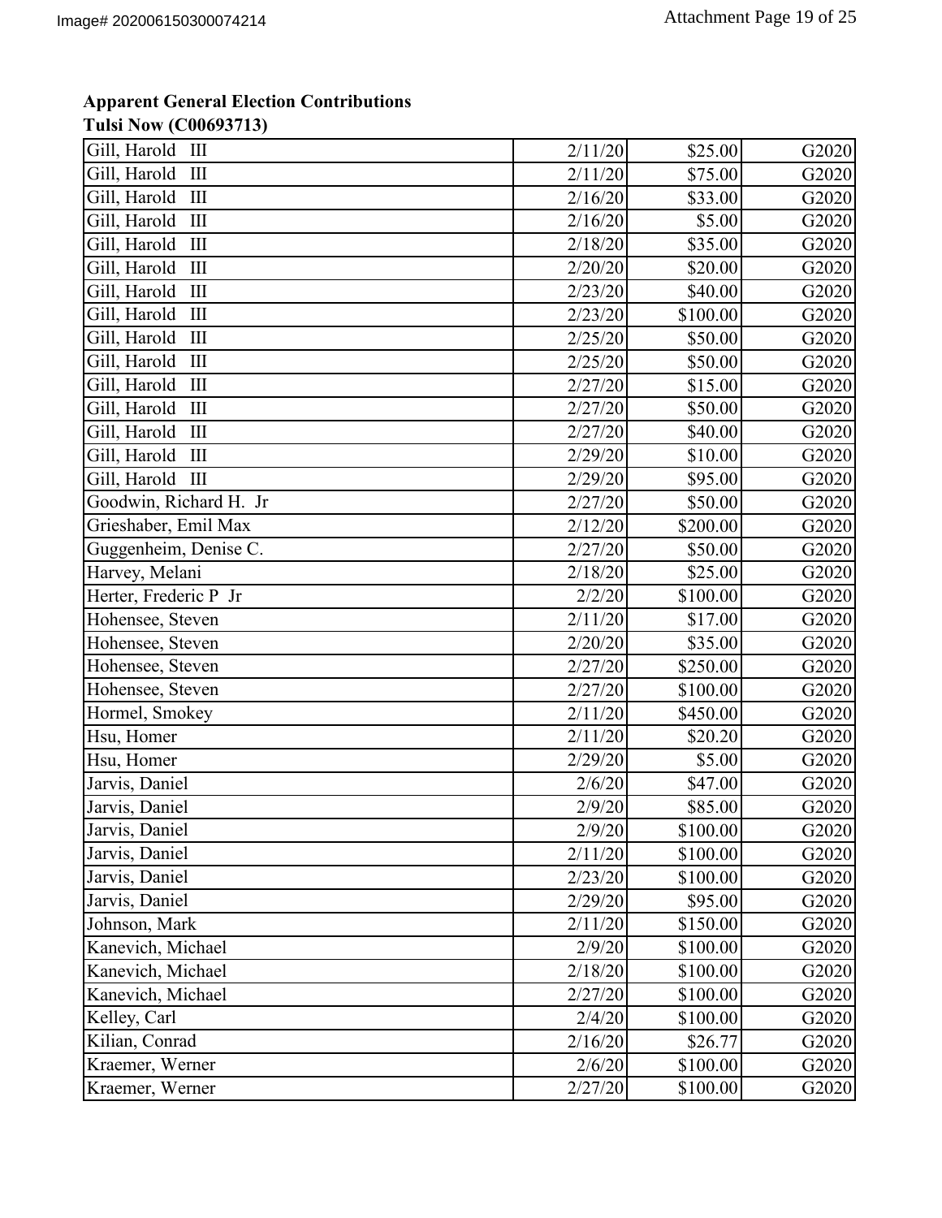**Apparent General Election Contributions**
**Tulsi Now (C00693713)**

| | | | |
|---|---|---|---|
| Gill, Harold III | 2/11/20 | $25.00 | G2020 |
| Gill, Harold III | 2/11/20 | $75.00 | G2020 |
| Gill, Harold III | 2/16/20 | $33.00 | G2020 |
| Gill, Harold III | 2/16/20 | $5.00 | G2020 |
| Gill, Harold III | 2/18/20 | $35.00 | G2020 |
| Gill, Harold III | 2/20/20 | $20.00 | G2020 |
| Gill, Harold III | 2/23/20 | $40.00 | G2020 |
| Gill, Harold III | 2/23/20 | $100.00 | G2020 |
| Gill, Harold III | 2/25/20 | $50.00 | G2020 |
| Gill, Harold III | 2/25/20 | $50.00 | G2020 |
| Gill, Harold III | 2/27/20 | $15.00 | G2020 |
| Gill, Harold III | 2/27/20 | $50.00 | G2020 |
| Gill, Harold III | 2/27/20 | $40.00 | G2020 |
| Gill, Harold III | 2/29/20 | $10.00 | G2020 |
| Gill, Harold III | 2/29/20 | $95.00 | G2020 |
| Goodwin, Richard H. Jr | 2/27/20 | $50.00 | G2020 |
| Grieshaber, Emil Max | 2/12/20 | $200.00 | G2020 |
| Guggenheim, Denise C. | 2/27/20 | $50.00 | G2020 |
| Harvey, Melani | 2/18/20 | $25.00 | G2020 |
| Herter, Frederic P Jr | 2/2/20 | $100.00 | G2020 |
| Hohensee, Steven | 2/11/20 | $17.00 | G2020 |
| Hohensee, Steven | 2/20/20 | $35.00 | G2020 |
| Hohensee, Steven | 2/27/20 | $250.00 | G2020 |
| Hohensee, Steven | 2/27/20 | $100.00 | G2020 |
| Hormel, Smokey | 2/11/20 | $450.00 | G2020 |
| Hsu, Homer | 2/11/20 | $20.20 | G2020 |
| Hsu, Homer | 2/29/20 | $5.00 | G2020 |
| Jarvis, Daniel | 2/6/20 | $47.00 | G2020 |
| Jarvis, Daniel | 2/9/20 | $85.00 | G2020 |
| Jarvis, Daniel | 2/9/20 | $100.00 | G2020 |
| Jarvis, Daniel | 2/11/20 | $100.00 | G2020 |
| Jarvis, Daniel | 2/23/20 | $100.00 | G2020 |
| Jarvis, Daniel | 2/29/20 | $95.00 | G2020 |
| Johnson, Mark | 2/11/20 | $150.00 | G2020 |
| Kanevich, Michael | 2/9/20 | $100.00 | G2020 |
| Kanevich, Michael | 2/18/20 | $100.00 | G2020 |
| Kanevich, Michael | 2/27/20 | $100.00 | G2020 |
| Kelley, Carl | 2/4/20 | $100.00 | G2020 |
| Kilian, Conrad | 2/16/20 | $26.77 | G2020 |
| Kraemer, Werner | 2/6/20 | $100.00 | G2020 |
| Kraemer, Werner | 2/27/20 | $100.00 | G2020 |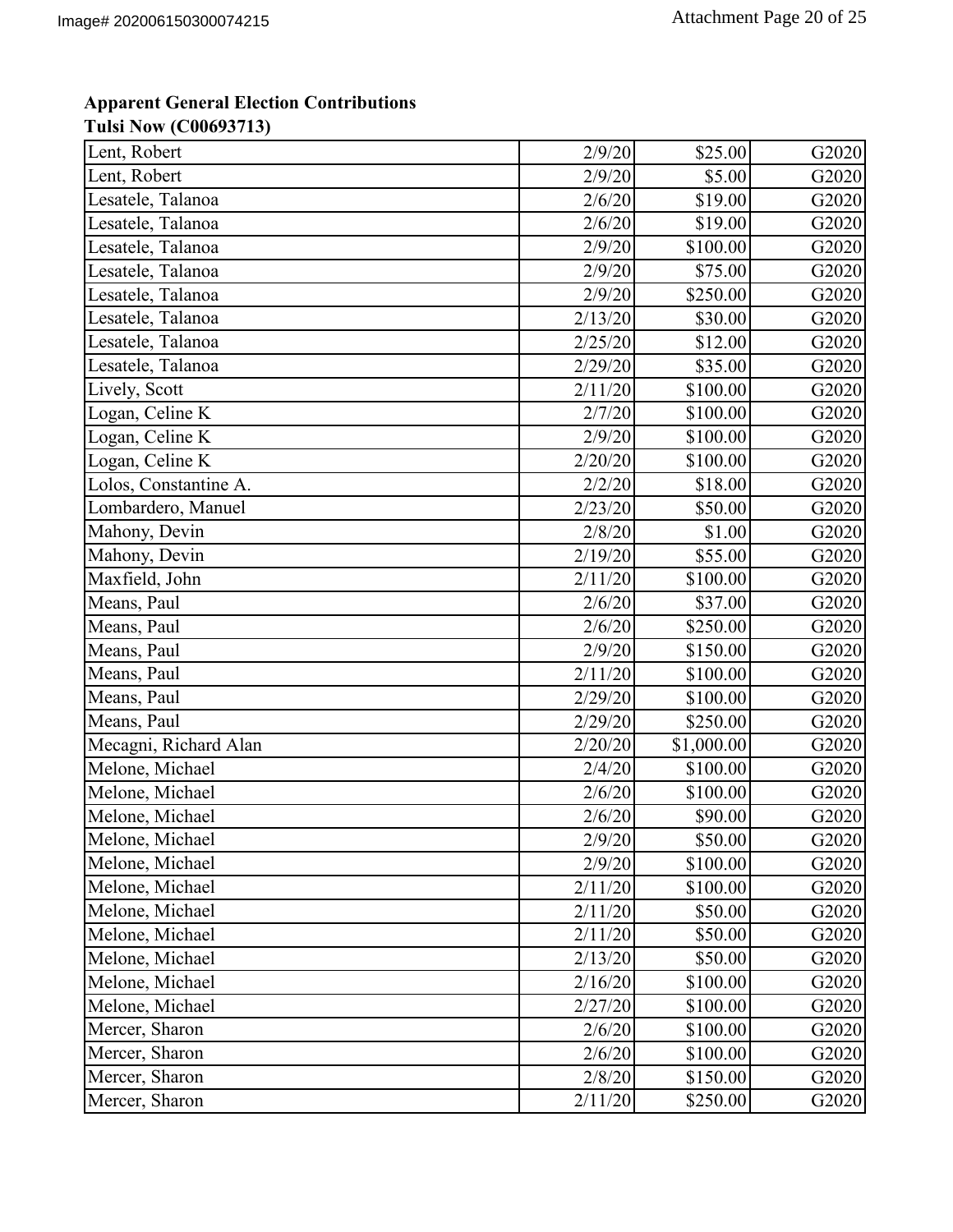**Apparent General Election Contributions**
**Tulsi Now (C00693713)**

| | | | |
|---|---|---|---|
| Lent, Robert | 2/9/20 | $25.00 | G2020 |
| Lent, Robert | 2/9/20 | $5.00 | G2020 |
| Lesatele, Talanoa | 2/6/20 | $19.00 | G2020 |
| Lesatele, Talanoa | 2/6/20 | $19.00 | G2020 |
| Lesatele, Talanoa | 2/9/20 | $100.00 | G2020 |
| Lesatele, Talanoa | 2/9/20 | $75.00 | G2020 |
| Lesatele, Talanoa | 2/9/20 | $250.00 | G2020 |
| Lesatele, Talanoa | 2/13/20 | $30.00 | G2020 |
| Lesatele, Talanoa | 2/25/20 | $12.00 | G2020 |
| Lesatele, Talanoa | 2/29/20 | $35.00 | G2020 |
| Lively, Scott | 2/11/20 | $100.00 | G2020 |
| Logan, Celine K | 2/7/20 | $100.00 | G2020 |
| Logan, Celine K | 2/9/20 | $100.00 | G2020 |
| Logan, Celine K | 2/20/20 | $100.00 | G2020 |
| Lolos, Constantine A. | 2/2/20 | $18.00 | G2020 |
| Lombardero, Manuel | 2/23/20 | $50.00 | G2020 |
| Mahony, Devin | 2/8/20 | $1.00 | G2020 |
| Mahony, Devin | 2/19/20 | $55.00 | G2020 |
| Maxfield, John | 2/11/20 | $100.00 | G2020 |
| Means, Paul | 2/6/20 | $37.00 | G2020 |
| Means, Paul | 2/6/20 | $250.00 | G2020 |
| Means, Paul | 2/9/20 | $150.00 | G2020 |
| Means, Paul | 2/11/20 | $100.00 | G2020 |
| Means, Paul | 2/29/20 | $100.00 | G2020 |
| Means, Paul | 2/29/20 | $250.00 | G2020 |
| Mecagni, Richard Alan | 2/20/20 | $1,000.00 | G2020 |
| Melone, Michael | 2/4/20 | $100.00 | G2020 |
| Melone, Michael | 2/6/20 | $100.00 | G2020 |
| Melone, Michael | 2/6/20 | $90.00 | G2020 |
| Melone, Michael | 2/9/20 | $50.00 | G2020 |
| Melone, Michael | 2/9/20 | $100.00 | G2020 |
| Melone, Michael | 2/11/20 | $100.00 | G2020 |
| Melone, Michael | 2/11/20 | $50.00 | G2020 |
| Melone, Michael | 2/11/20 | $50.00 | G2020 |
| Melone, Michael | 2/13/20 | $50.00 | G2020 |
| Melone, Michael | 2/16/20 | $100.00 | G2020 |
| Melone, Michael | 2/27/20 | $100.00 | G2020 |
| Mercer, Sharon | 2/6/20 | $100.00 | G2020 |
| Mercer, Sharon | 2/6/20 | $100.00 | G2020 |
| Mercer, Sharon | 2/8/20 | $150.00 | G2020 |
| Mercer, Sharon | 2/11/20 | $250.00 | G2020 |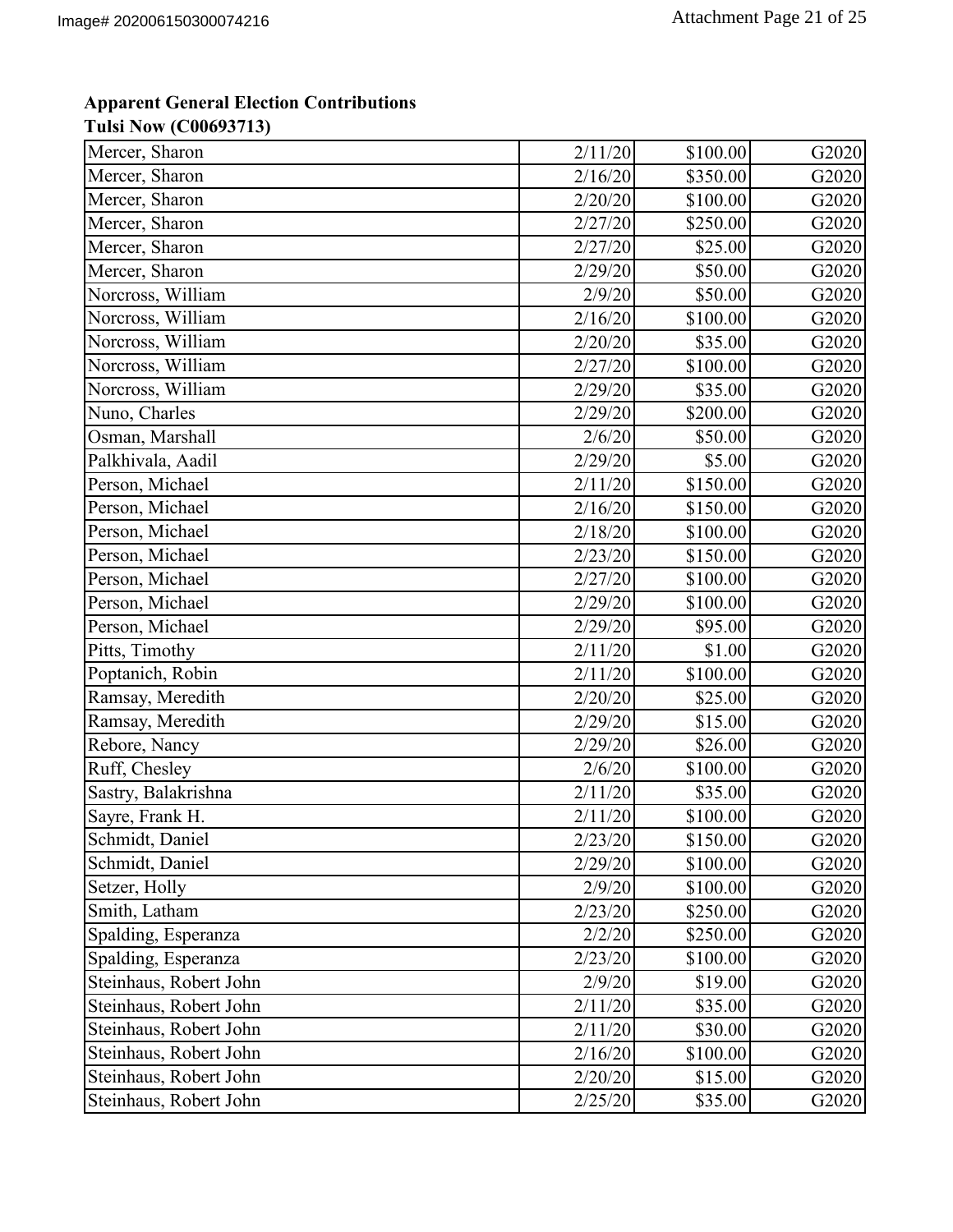**Apparent General Election Contributions**
**Tulsi Now (C00693713)**

| | | | |
|---|---|---|---|
| Mercer, Sharon | 2/11/20 | $100.00 | G2020 |
| Mercer, Sharon | 2/16/20 | $350.00 | G2020 |
| Mercer, Sharon | 2/20/20 | $100.00 | G2020 |
| Mercer, Sharon | 2/27/20 | $250.00 | G2020 |
| Mercer, Sharon | 2/27/20 | $25.00 | G2020 |
| Mercer, Sharon | 2/29/20 | $50.00 | G2020 |
| Norcross, William | 2/9/20 | $50.00 | G2020 |
| Norcross, William | 2/16/20 | $100.00 | G2020 |
| Norcross, William | 2/20/20 | $35.00 | G2020 |
| Norcross, William | 2/27/20 | $100.00 | G2020 |
| Norcross, William | 2/29/20 | $35.00 | G2020 |
| Nuno, Charles | 2/29/20 | $200.00 | G2020 |
| Osman, Marshall | 2/6/20 | $50.00 | G2020 |
| Palkhivala, Aadil | 2/29/20 | $5.00 | G2020 |
| Person, Michael | 2/11/20 | $150.00 | G2020 |
| Person, Michael | 2/16/20 | $150.00 | G2020 |
| Person, Michael | 2/18/20 | $100.00 | G2020 |
| Person, Michael | 2/23/20 | $150.00 | G2020 |
| Person, Michael | 2/27/20 | $100.00 | G2020 |
| Person, Michael | 2/29/20 | $100.00 | G2020 |
| Person, Michael | 2/29/20 | $95.00 | G2020 |
| Pitts, Timothy | 2/11/20 | $1.00 | G2020 |
| Poptanich, Robin | 2/11/20 | $100.00 | G2020 |
| Ramsay, Meredith | 2/20/20 | $25.00 | G2020 |
| Ramsay, Meredith | 2/29/20 | $15.00 | G2020 |
| Rebore, Nancy | 2/29/20 | $26.00 | G2020 |
| Ruff, Chesley | 2/6/20 | $100.00 | G2020 |
| Sastry, Balakrishna | 2/11/20 | $35.00 | G2020 |
| Sayre, Frank H. | 2/11/20 | $100.00 | G2020 |
| Schmidt, Daniel | 2/23/20 | $150.00 | G2020 |
| Schmidt, Daniel | 2/29/20 | $100.00 | G2020 |
| Setzer, Holly | 2/9/20 | $100.00 | G2020 |
| Smith, Latham | 2/23/20 | $250.00 | G2020 |
| Spalding, Esperanza | 2/2/20 | $250.00 | G2020 |
| Spalding, Esperanza | 2/23/20 | $100.00 | G2020 |
| Steinhaus, Robert John | 2/9/20 | $19.00 | G2020 |
| Steinhaus, Robert John | 2/11/20 | $35.00 | G2020 |
| Steinhaus, Robert John | 2/11/20 | $30.00 | G2020 |
| Steinhaus, Robert John | 2/16/20 | $100.00 | G2020 |
| Steinhaus, Robert John | 2/20/20 | $15.00 | G2020 |
| Steinhaus, Robert John | 2/25/20 | $35.00 | G2020 |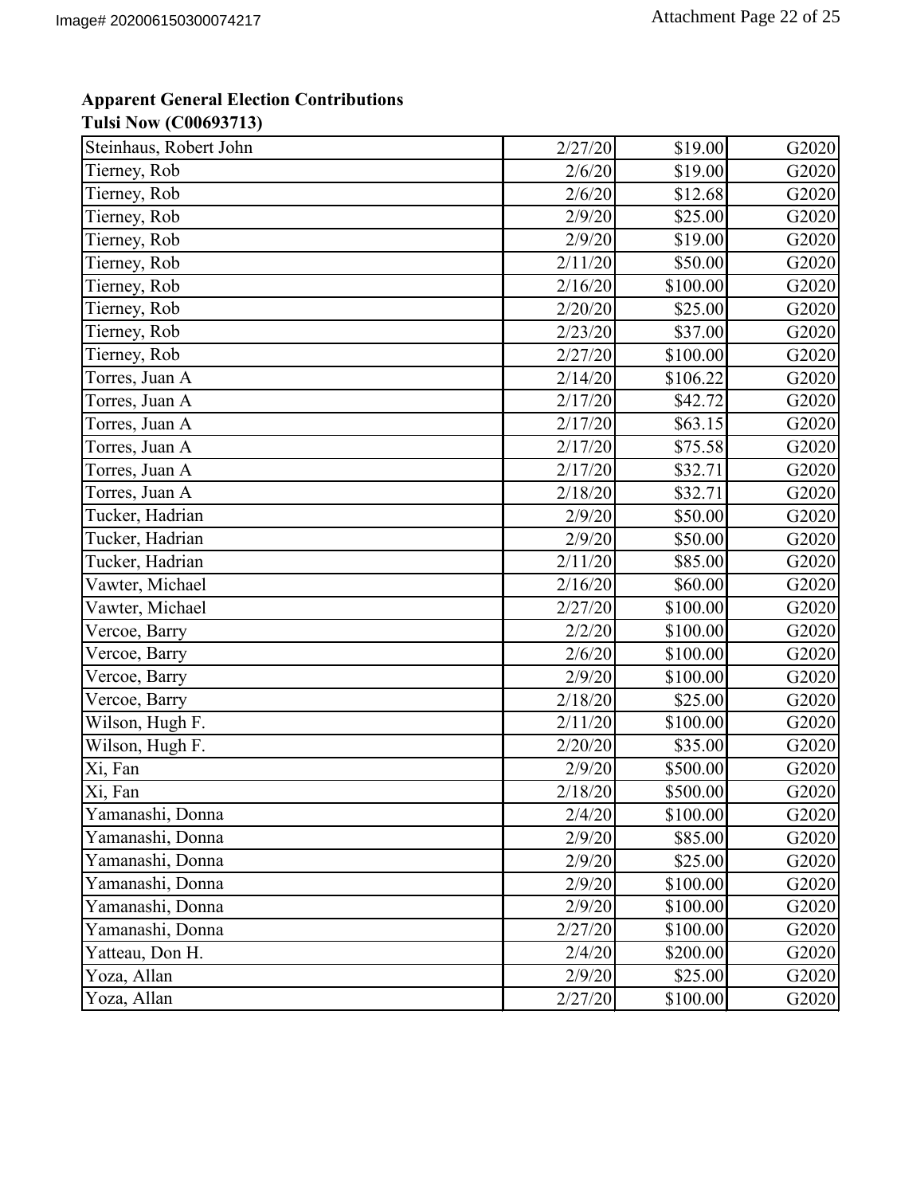**Apparent General Election Contributions**
**Tulsi Now (C00693713)**

| | | | |
|---|---|---|---|
| Steinhaus, Robert John | 2/27/20 | $19.00 | G2020 |
| Tierney, Rob | 2/6/20 | $19.00 | G2020 |
| Tierney, Rob | 2/6/20 | $12.68 | G2020 |
| Tierney, Rob | 2/9/20 | $25.00 | G2020 |
| Tierney, Rob | 2/9/20 | $19.00 | G2020 |
| Tierney, Rob | 2/11/20 | $50.00 | G2020 |
| Tierney, Rob | 2/16/20 | $100.00 | G2020 |
| Tierney, Rob | 2/20/20 | $25.00 | G2020 |
| Tierney, Rob | 2/23/20 | $37.00 | G2020 |
| Tierney, Rob | 2/27/20 | $100.00 | G2020 |
| Torres, Juan A | 2/14/20 | $106.22 | G2020 |
| Torres, Juan A | 2/17/20 | $42.72 | G2020 |
| Torres, Juan A | 2/17/20 | $63.15 | G2020 |
| Torres, Juan A | 2/17/20 | $75.58 | G2020 |
| Torres, Juan A | 2/17/20 | $32.71 | G2020 |
| Torres, Juan A | 2/18/20 | $32.71 | G2020 |
| Tucker, Hadrian | 2/9/20 | $50.00 | G2020 |
| Tucker, Hadrian | 2/9/20 | $50.00 | G2020 |
| Tucker, Hadrian | 2/11/20 | $85.00 | G2020 |
| Vawter, Michael | 2/16/20 | $60.00 | G2020 |
| Vawter, Michael | 2/27/20 | $100.00 | G2020 |
| Vercoe, Barry | 2/2/20 | $100.00 | G2020 |
| Vercoe, Barry | 2/6/20 | $100.00 | G2020 |
| Vercoe, Barry | 2/9/20 | $100.00 | G2020 |
| Vercoe, Barry | 2/18/20 | $25.00 | G2020 |
| Wilson, Hugh F. | 2/11/20 | $100.00 | G2020 |
| Wilson, Hugh F. | 2/20/20 | $35.00 | G2020 |
| Xi, Fan | 2/9/20 | $500.00 | G2020 |
| Xi, Fan | 2/18/20 | $500.00 | G2020 |
| Yamanashi, Donna | 2/4/20 | $100.00 | G2020 |
| Yamanashi, Donna | 2/9/20 | $85.00 | G2020 |
| Yamanashi, Donna | 2/9/20 | $25.00 | G2020 |
| Yamanashi, Donna | 2/9/20 | $100.00 | G2020 |
| Yamanashi, Donna | 2/9/20 | $100.00 | G2020 |
| Yamanashi, Donna | 2/27/20 | $100.00 | G2020 |
| Yatteau, Don H. | 2/4/20 | $200.00 | G2020 |
| Yoza, Allan | 2/9/20 | $25.00 | G2020 |
| Yoza, Allan | 2/27/20 | $100.00 | G2020 |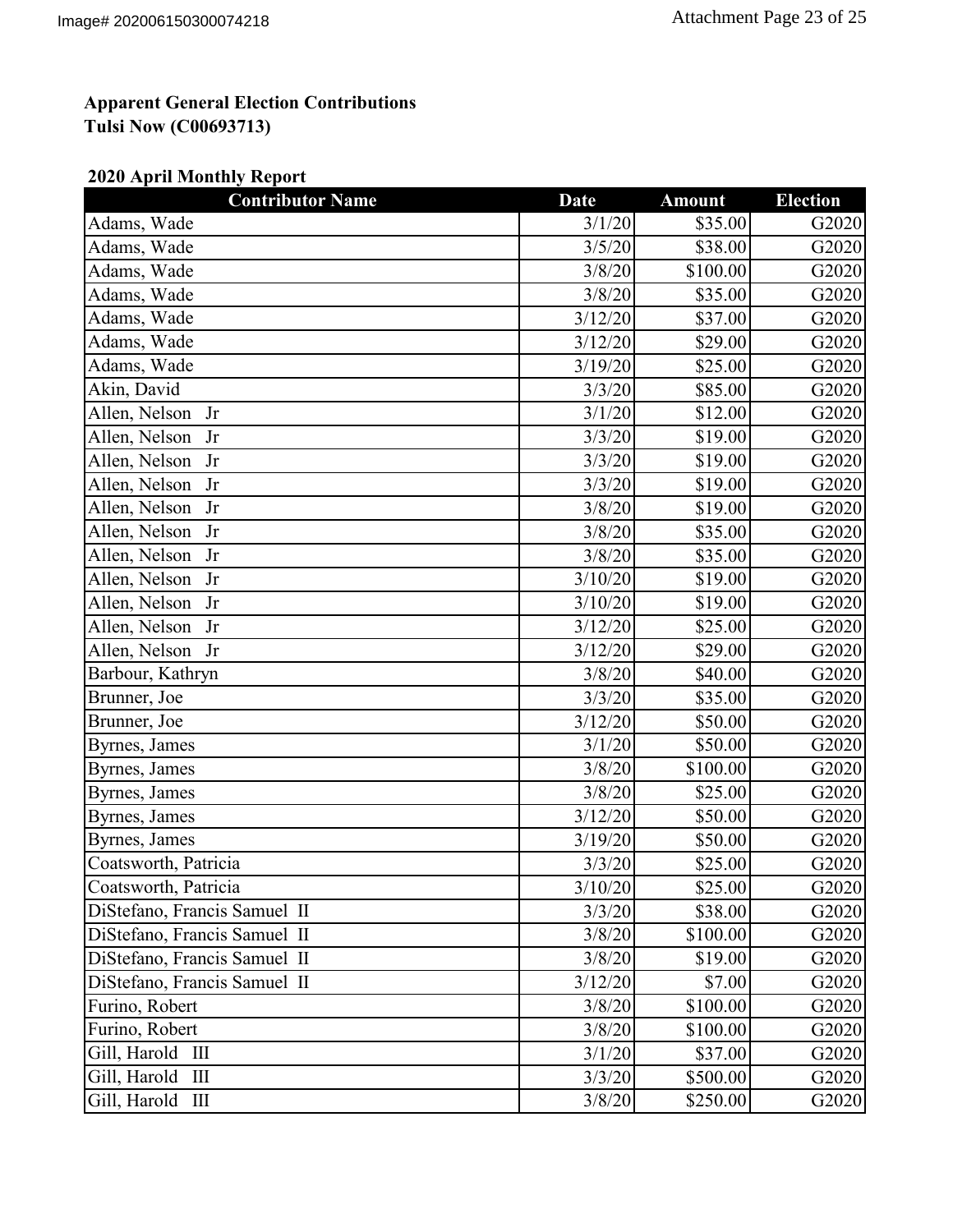**Apparent General Election Contributions**
**Tulsi Now (C00693713)**

**2020 April Monthly Report**

| Contributor Name | Date | Amount | Election |
|---|---|---|---|
| Adams, Wade | 3/1/20 | $35.00 | G2020 |
| Adams, Wade | 3/5/20 | $38.00 | G2020 |
| Adams, Wade | 3/8/20 | $100.00 | G2020 |
| Adams, Wade | 3/8/20 | $35.00 | G2020 |
| Adams, Wade | 3/12/20 | $37.00 | G2020 |
| Adams, Wade | 3/12/20 | $29.00 | G2020 |
| Adams, Wade | 3/19/20 | $25.00 | G2020 |
| Akin, David | 3/3/20 | $85.00 | G2020 |
| Allen, Nelson Jr | 3/1/20 | $12.00 | G2020 |
| Allen, Nelson Jr | 3/3/20 | $19.00 | G2020 |
| Allen, Nelson Jr | 3/3/20 | $19.00 | G2020 |
| Allen, Nelson Jr | 3/3/20 | $19.00 | G2020 |
| Allen, Nelson Jr | 3/8/20 | $19.00 | G2020 |
| Allen, Nelson Jr | 3/8/20 | $35.00 | G2020 |
| Allen, Nelson Jr | 3/8/20 | $35.00 | G2020 |
| Allen, Nelson Jr | 3/10/20 | $19.00 | G2020 |
| Allen, Nelson Jr | 3/10/20 | $19.00 | G2020 |
| Allen, Nelson Jr | 3/12/20 | $25.00 | G2020 |
| Allen, Nelson Jr | 3/12/20 | $29.00 | G2020 |
| Barbour, Kathryn | 3/8/20 | $40.00 | G2020 |
| Brunner, Joe | 3/3/20 | $35.00 | G2020 |
| Brunner, Joe | 3/12/20 | $50.00 | G2020 |
| Byrnes, James | 3/1/20 | $50.00 | G2020 |
| Byrnes, James | 3/8/20 | $100.00 | G2020 |
| Byrnes, James | 3/8/20 | $25.00 | G2020 |
| Byrnes, James | 3/12/20 | $50.00 | G2020 |
| Byrnes, James | 3/19/20 | $50.00 | G2020 |
| Coatsworth, Patricia | 3/3/20 | $25.00 | G2020 |
| Coatsworth, Patricia | 3/10/20 | $25.00 | G2020 |
| DiStefano, Francis Samuel II | 3/3/20 | $38.00 | G2020 |
| DiStefano, Francis Samuel II | 3/8/20 | $100.00 | G2020 |
| DiStefano, Francis Samuel II | 3/8/20 | $19.00 | G2020 |
| DiStefano, Francis Samuel II | 3/12/20 | $7.00 | G2020 |
| Furino, Robert | 3/8/20 | $100.00 | G2020 |
| Furino, Robert | 3/8/20 | $100.00 | G2020 |
| Gill, Harold III | 3/1/20 | $37.00 | G2020 |
| Gill, Harold III | 3/3/20 | $500.00 | G2020 |
| Gill, Harold III | 3/8/20 | $250.00 | G2020 |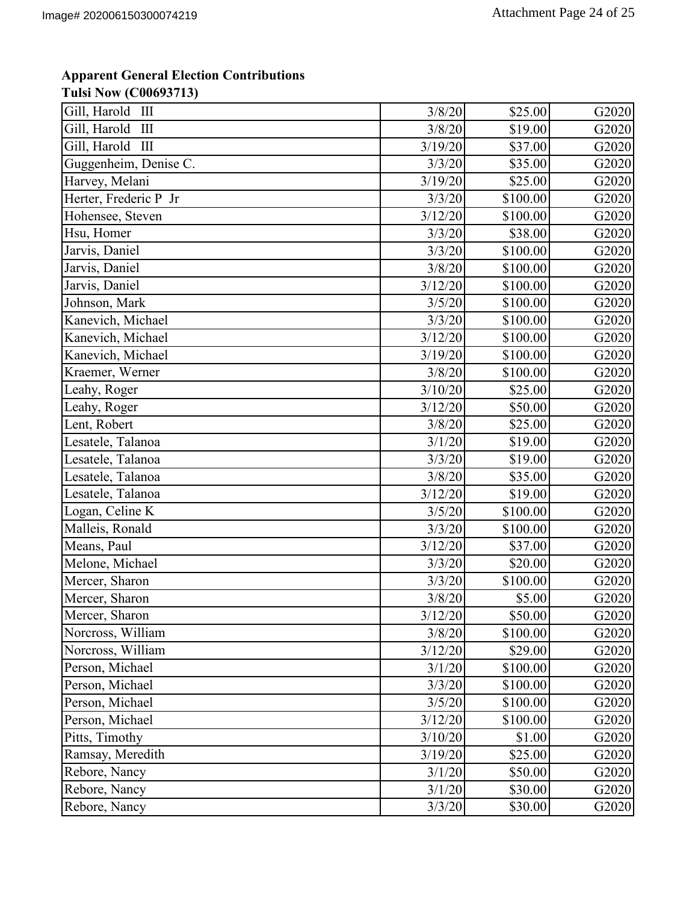**Apparent General Election Contributions**
**Tulsi Now (C00693713)**

| | | | |
|---|---|---|---|
| Gill, Harold III | 3/8/20 | $25.00 | G2020 |
| Gill, Harold III | 3/8/20 | $19.00 | G2020 |
| Gill, Harold III | 3/19/20 | $37.00 | G2020 |
| Guggenheim, Denise C. | 3/3/20 | $35.00 | G2020 |
| Harvey, Melani | 3/19/20 | $25.00 | G2020 |
| Herter, Frederic P Jr | 3/3/20 | $100.00 | G2020 |
| Hohensee, Steven | 3/12/20 | $100.00 | G2020 |
| Hsu, Homer | 3/3/20 | $38.00 | G2020 |
| Jarvis, Daniel | 3/3/20 | $100.00 | G2020 |
| Jarvis, Daniel | 3/8/20 | $100.00 | G2020 |
| Jarvis, Daniel | 3/12/20 | $100.00 | G2020 |
| Johnson, Mark | 3/5/20 | $100.00 | G2020 |
| Kanevich, Michael | 3/3/20 | $100.00 | G2020 |
| Kanevich, Michael | 3/12/20 | $100.00 | G2020 |
| Kanevich, Michael | 3/19/20 | $100.00 | G2020 |
| Kraemer, Werner | 3/8/20 | $100.00 | G2020 |
| Leahy, Roger | 3/10/20 | $25.00 | G2020 |
| Leahy, Roger | 3/12/20 | $50.00 | G2020 |
| Lent, Robert | 3/8/20 | $25.00 | G2020 |
| Lesatele, Talanoa | 3/1/20 | $19.00 | G2020 |
| Lesatele, Talanoa | 3/3/20 | $19.00 | G2020 |
| Lesatele, Talanoa | 3/8/20 | $35.00 | G2020 |
| Lesatele, Talanoa | 3/12/20 | $19.00 | G2020 |
| Logan, Celine K | 3/5/20 | $100.00 | G2020 |
| Malleis, Ronald | 3/3/20 | $100.00 | G2020 |
| Means, Paul | 3/12/20 | $37.00 | G2020 |
| Melone, Michael | 3/3/20 | $20.00 | G2020 |
| Mercer, Sharon | 3/3/20 | $100.00 | G2020 |
| Mercer, Sharon | 3/8/20 | $5.00 | G2020 |
| Mercer, Sharon | 3/12/20 | $50.00 | G2020 |
| Norcross, William | 3/8/20 | $100.00 | G2020 |
| Norcross, William | 3/12/20 | $29.00 | G2020 |
| Person, Michael | 3/1/20 | $100.00 | G2020 |
| Person, Michael | 3/3/20 | $100.00 | G2020 |
| Person, Michael | 3/5/20 | $100.00 | G2020 |
| Person, Michael | 3/12/20 | $100.00 | G2020 |
| Pitts, Timothy | 3/10/20 | $1.00 | G2020 |
| Ramsay, Meredith | 3/19/20 | $25.00 | G2020 |
| Rebore, Nancy | 3/1/20 | $50.00 | G2020 |
| Rebore, Nancy | 3/1/20 | $30.00 | G2020 |
| Rebore, Nancy | 3/3/20 | $30.00 | G2020 |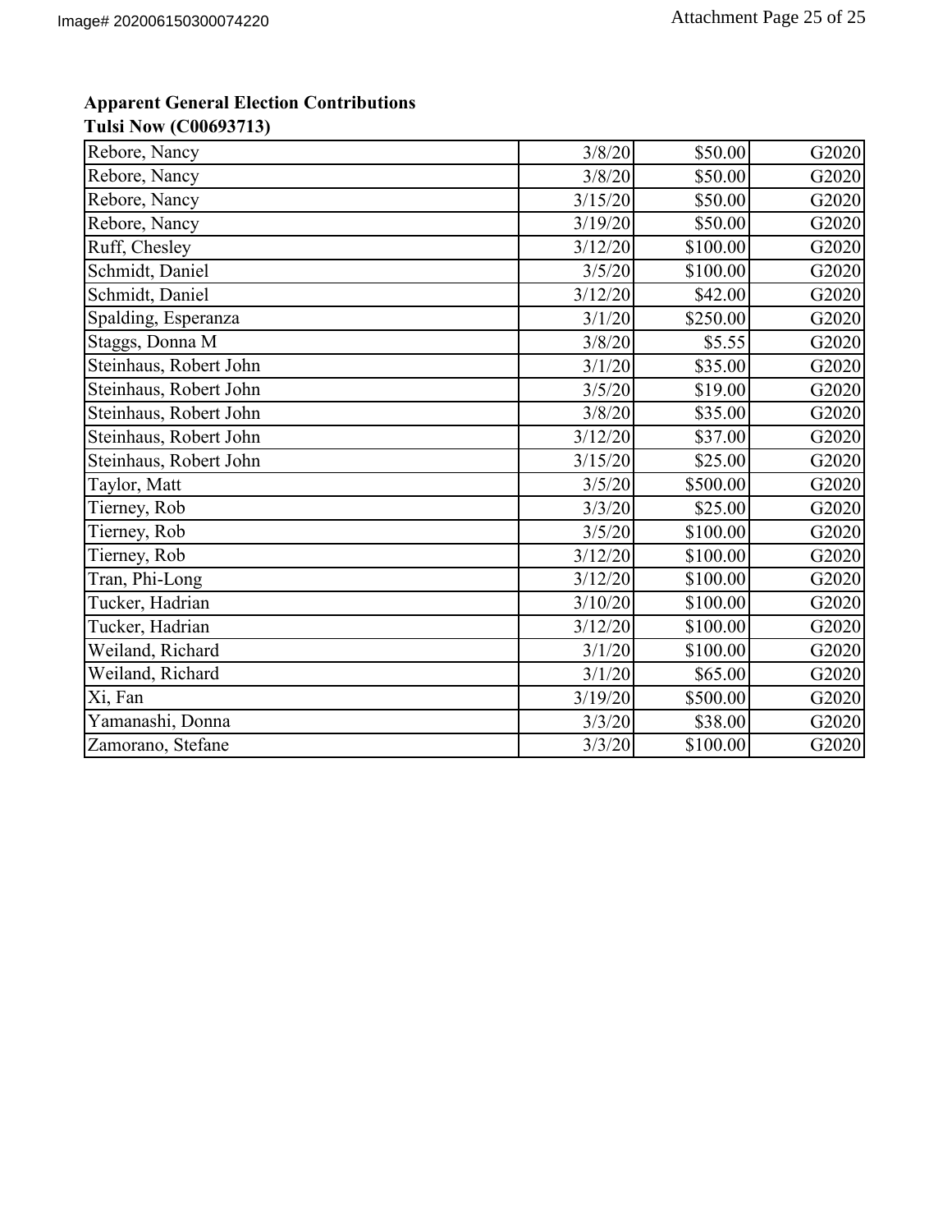**Apparent General Election Contributions**
**Tulsi Now (C00693713)**

| | | | |
|---|---|---|---|
| Rebore, Nancy | 3/8/20 | $50.00 | G2020 |
| Rebore, Nancy | 3/8/20 | $50.00 | G2020 |
| Rebore, Nancy | 3/15/20 | $50.00 | G2020 |
| Rebore, Nancy | 3/19/20 | $50.00 | G2020 |
| Ruff, Chesley | 3/12/20 | $100.00 | G2020 |
| Schmidt, Daniel | 3/5/20 | $100.00 | G2020 |
| Schmidt, Daniel | 3/12/20 | $42.00 | G2020 |
| Spalding, Esperanza | 3/1/20 | $250.00 | G2020 |
| Staggs, Donna M | 3/8/20 | $5.55 | G2020 |
| Steinhaus, Robert John | 3/1/20 | $35.00 | G2020 |
| Steinhaus, Robert John | 3/5/20 | $19.00 | G2020 |
| Steinhaus, Robert John | 3/8/20 | $35.00 | G2020 |
| Steinhaus, Robert John | 3/12/20 | $37.00 | G2020 |
| Steinhaus, Robert John | 3/15/20 | $25.00 | G2020 |
| Taylor, Matt | 3/5/20 | $500.00 | G2020 |
| Tierney, Rob | 3/3/20 | $25.00 | G2020 |
| Tierney, Rob | 3/5/20 | $100.00 | G2020 |
| Tierney, Rob | 3/12/20 | $100.00 | G2020 |
| Tran, Phi-Long | 3/12/20 | $100.00 | G2020 |
| Tucker, Hadrian | 3/10/20 | $100.00 | G2020 |
| Tucker, Hadrian | 3/12/20 | $100.00 | G2020 |
| Weiland, Richard | 3/1/20 | $100.00 | G2020 |
| Weiland, Richard | 3/1/20 | $65.00 | G2020 |
| Xi, Fan | 3/19/20 | $500.00 | G2020 |
| Yamanashi, Donna | 3/3/20 | $38.00 | G2020 |
| Zamorano, Stefane | 3/3/20 | $100.00 | G2020 |